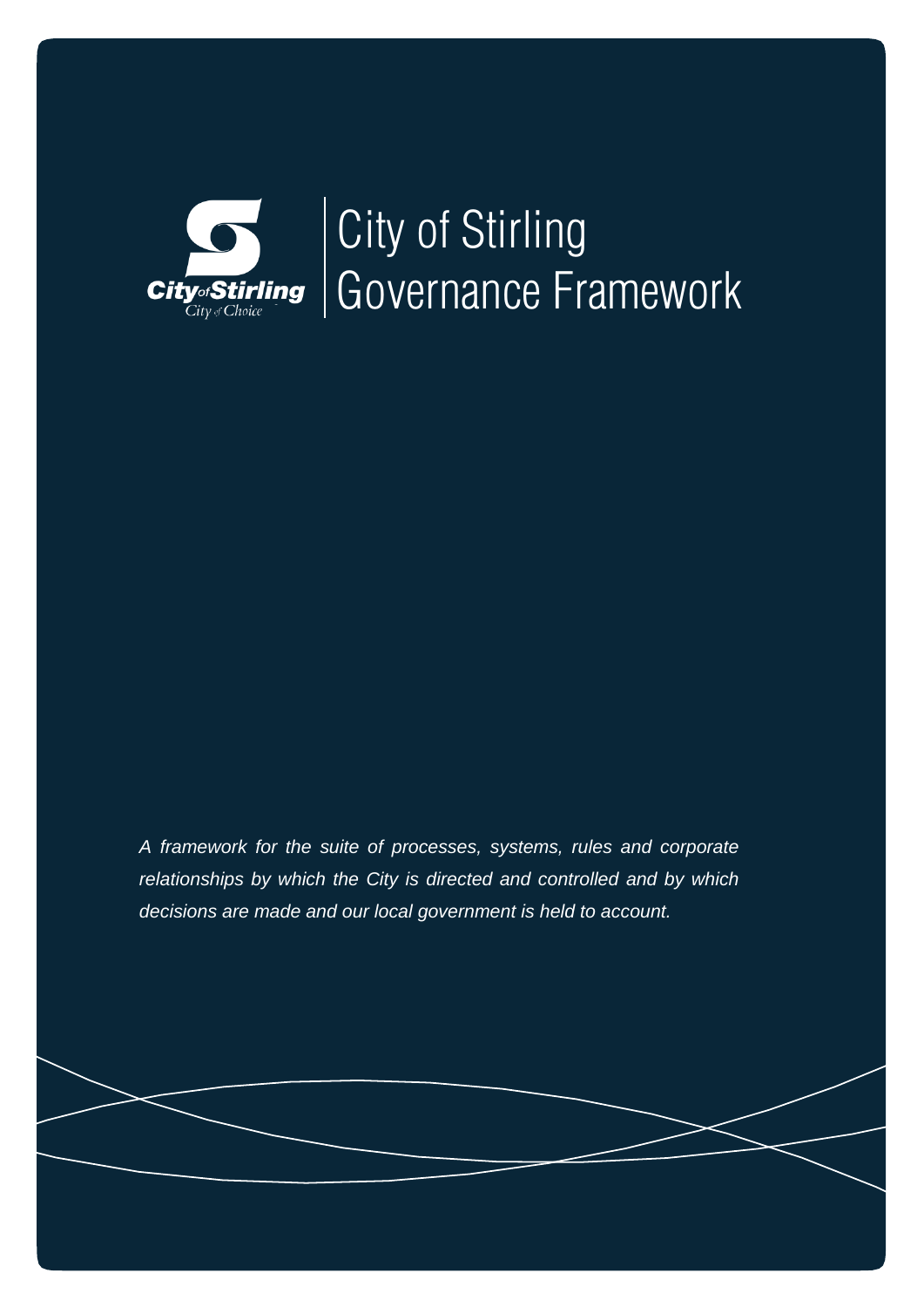City of Stirling
City of Choice

# City of Stirling Governance Framework

*A framework for the suite of processes, systems, rules and corporate relationships by which the City is directed and controlled and by which decisions are made and our local government is held to account.*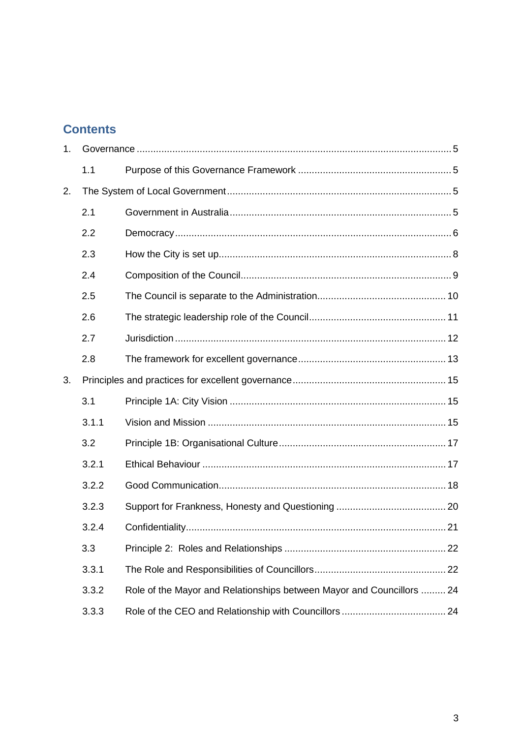## Contents

1. Governance ..... 5
   - 1.1 Purpose of this Governance Framework ..... 5
2. The System of Local Government ..... 5
   - 2.1 Government in Australia ..... 5
   - 2.2 Democracy ..... 6
   - 2.3 How the City is set up ..... 8
   - 2.4 Composition of the Council ..... 9
   - 2.5 The Council is separate to the Administration ..... 10
   - 2.6 The strategic leadership role of the Council ..... 11
   - 2.7 Jurisdiction ..... 12
   - 2.8 The framework for excellent governance ..... 13
3. Principles and practices for excellent governance ..... 15
   - 3.1 Principle 1A: City Vision ..... 15
   - 3.1.1 Vision and Mission ..... 15
   - 3.2 Principle 1B: Organisational Culture ..... 17
   - 3.2.1 Ethical Behaviour ..... 17
   - 3.2.2 Good Communication ..... 18
   - 3.2.3 Support for Frankness, Honesty and Questioning ..... 20
   - 3.2.4 Confidentiality ..... 21
   - 3.3 Principle 2: Roles and Relationships ..... 22
   - 3.3.1 The Role and Responsibilities of Councillors ..... 22
   - 3.3.2 Role of the Mayor and Relationships between Mayor and Councillors ..... 24
   - 3.3.3 Role of the CEO and Relationship with Councillors ..... 24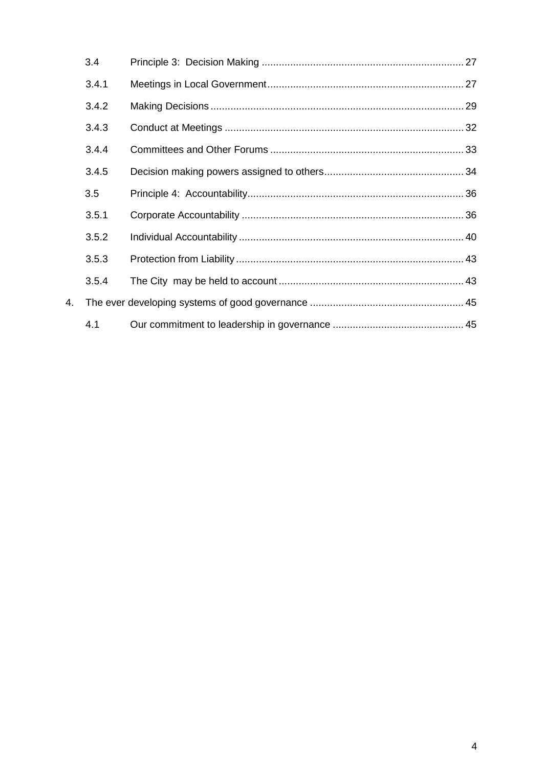3.4 Principle 3: Decision Making ..... 27

3.4.1 Meetings in Local Government ..... 27

3.4.2 Making Decisions ..... 29

3.4.3 Conduct at Meetings ..... 32

3.4.4 Committees and Other Forums ..... 33

3.4.5 Decision making powers assigned to others ..... 34

3.5 Principle 4: Accountability ..... 36

3.5.1 Corporate Accountability ..... 36

3.5.2 Individual Accountability ..... 40

3.5.3 Protection from Liability ..... 43

3.5.4 The City may be held to account ..... 43

4. The ever developing systems of good governance ..... 45

4.1 Our commitment to leadership in governance ..... 45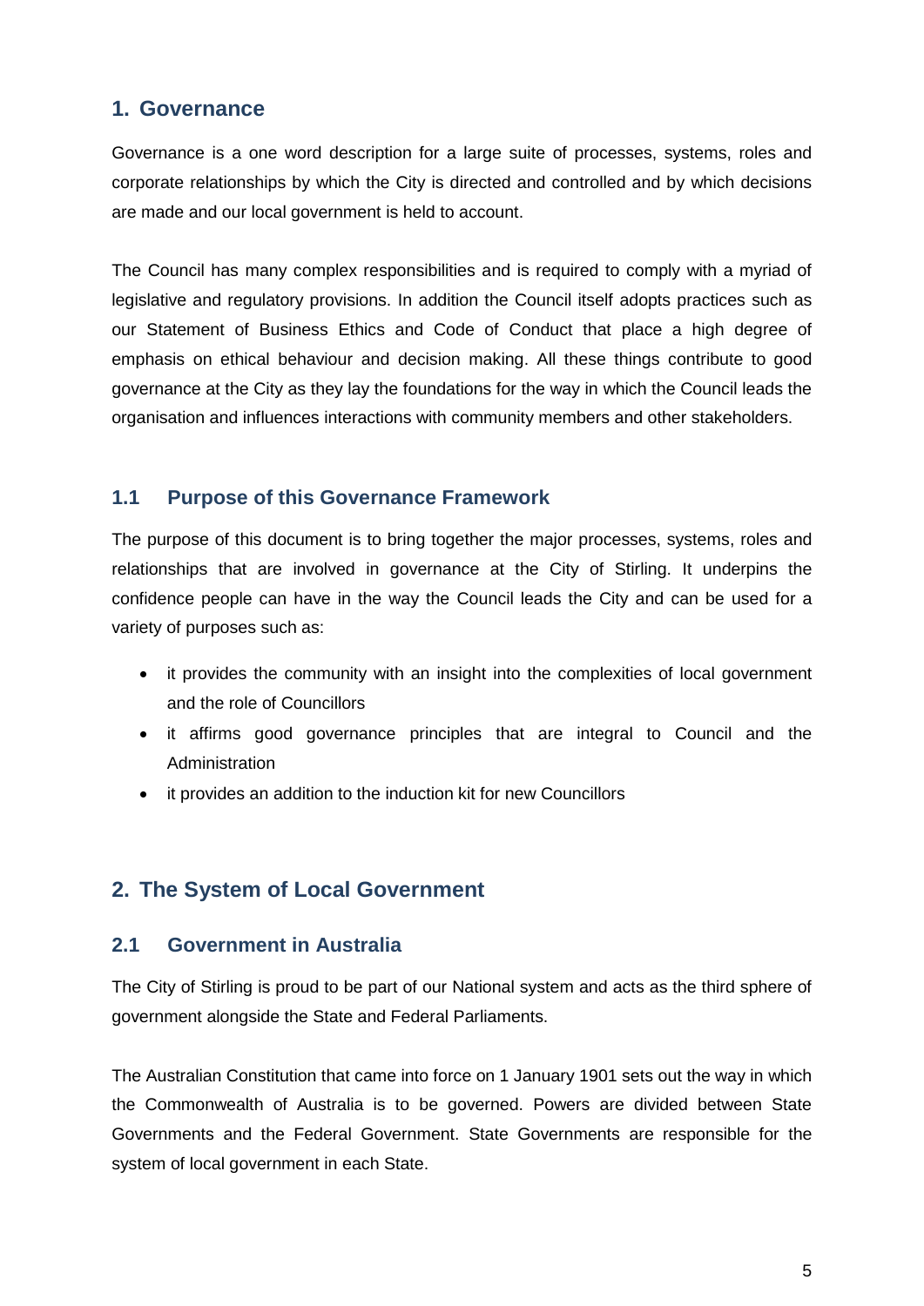## 1. Governance

Governance is a one word description for a large suite of processes, systems, roles and corporate relationships by which the City is directed and controlled and by which decisions are made and our local government is held to account.

The Council has many complex responsibilities and is required to comply with a myriad of legislative and regulatory provisions. In addition the Council itself adopts practices such as our Statement of Business Ethics and Code of Conduct that place a high degree of emphasis on ethical behaviour and decision making. All these things contribute to good governance at the City as they lay the foundations for the way in which the Council leads the organisation and influences interactions with community members and other stakeholders.

### 1.1 Purpose of this Governance Framework

The purpose of this document is to bring together the major processes, systems, roles and relationships that are involved in governance at the City of Stirling. It underpins the confidence people can have in the way the Council leads the City and can be used for a variety of purposes such as:

- it provides the community with an insight into the complexities of local government and the role of Councillors
- it affirms good governance principles that are integral to Council and the Administration
- it provides an addition to the induction kit for new Councillors

## 2. The System of Local Government

### 2.1 Government in Australia

The City of Stirling is proud to be part of our National system and acts as the third sphere of government alongside the State and Federal Parliaments.

The Australian Constitution that came into force on 1 January 1901 sets out the way in which the Commonwealth of Australia is to be governed. Powers are divided between State Governments and the Federal Government. State Governments are responsible for the system of local government in each State.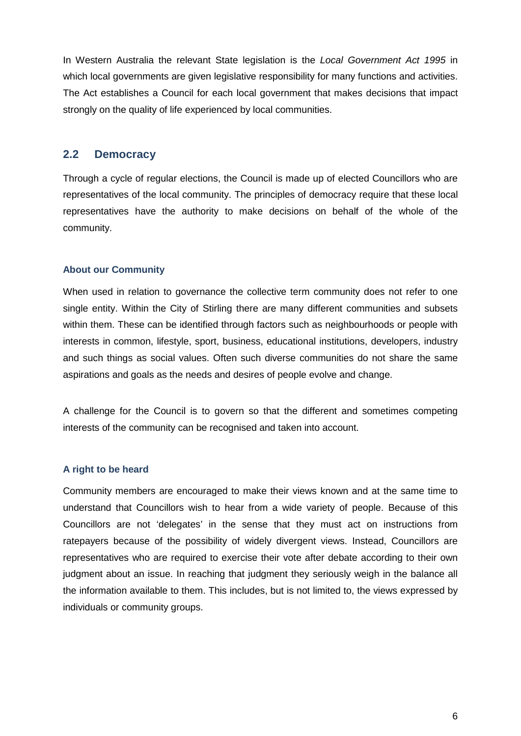In Western Australia the relevant State legislation is the *Local Government Act 1995* in which local governments are given legislative responsibility for many functions and activities. The Act establishes a Council for each local government that makes decisions that impact strongly on the quality of life experienced by local communities.

## 2.2 Democracy

Through a cycle of regular elections, the Council is made up of elected Councillors who are representatives of the local community. The principles of democracy require that these local representatives have the authority to make decisions on behalf of the whole of the community.

### About our Community

When used in relation to governance the collective term community does not refer to one single entity. Within the City of Stirling there are many different communities and subsets within them. These can be identified through factors such as neighbourhoods or people with interests in common, lifestyle, sport, business, educational institutions, developers, industry and such things as social values. Often such diverse communities do not share the same aspirations and goals as the needs and desires of people evolve and change.

A challenge for the Council is to govern so that the different and sometimes competing interests of the community can be recognised and taken into account.

### A right to be heard

Community members are encouraged to make their views known and at the same time to understand that Councillors wish to hear from a wide variety of people. Because of this Councillors are not 'delegates' in the sense that they must act on instructions from ratepayers because of the possibility of widely divergent views. Instead, Councillors are representatives who are required to exercise their vote after debate according to their own judgment about an issue. In reaching that judgment they seriously weigh in the balance all the information available to them. This includes, but is not limited to, the views expressed by individuals or community groups.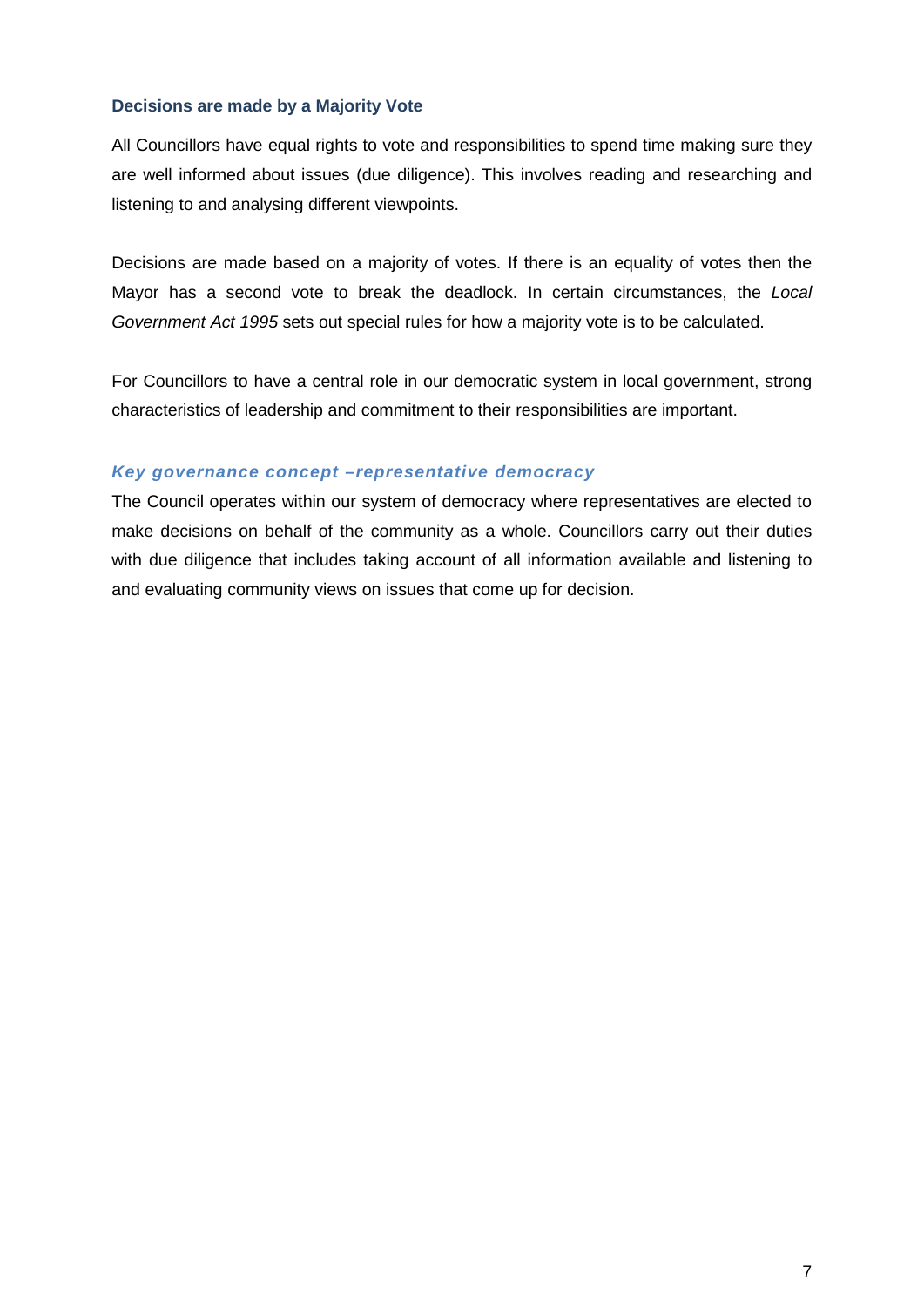### Decisions are made by a Majority Vote

All Councillors have equal rights to vote and responsibilities to spend time making sure they are well informed about issues (due diligence). This involves reading and researching and listening to and analysing different viewpoints.

Decisions are made based on a majority of votes. If there is an equality of votes then the Mayor has a second vote to break the deadlock. In certain circumstances, the *Local Government Act 1995* sets out special rules for how a majority vote is to be calculated.

For Councillors to have a central role in our democratic system in local government, strong characteristics of leadership and commitment to their responsibilities are important.

#### *Key governance concept –representative democracy*

The Council operates within our system of democracy where representatives are elected to make decisions on behalf of the community as a whole. Councillors carry out their duties with due diligence that includes taking account of all information available and listening to and evaluating community views on issues that come up for decision.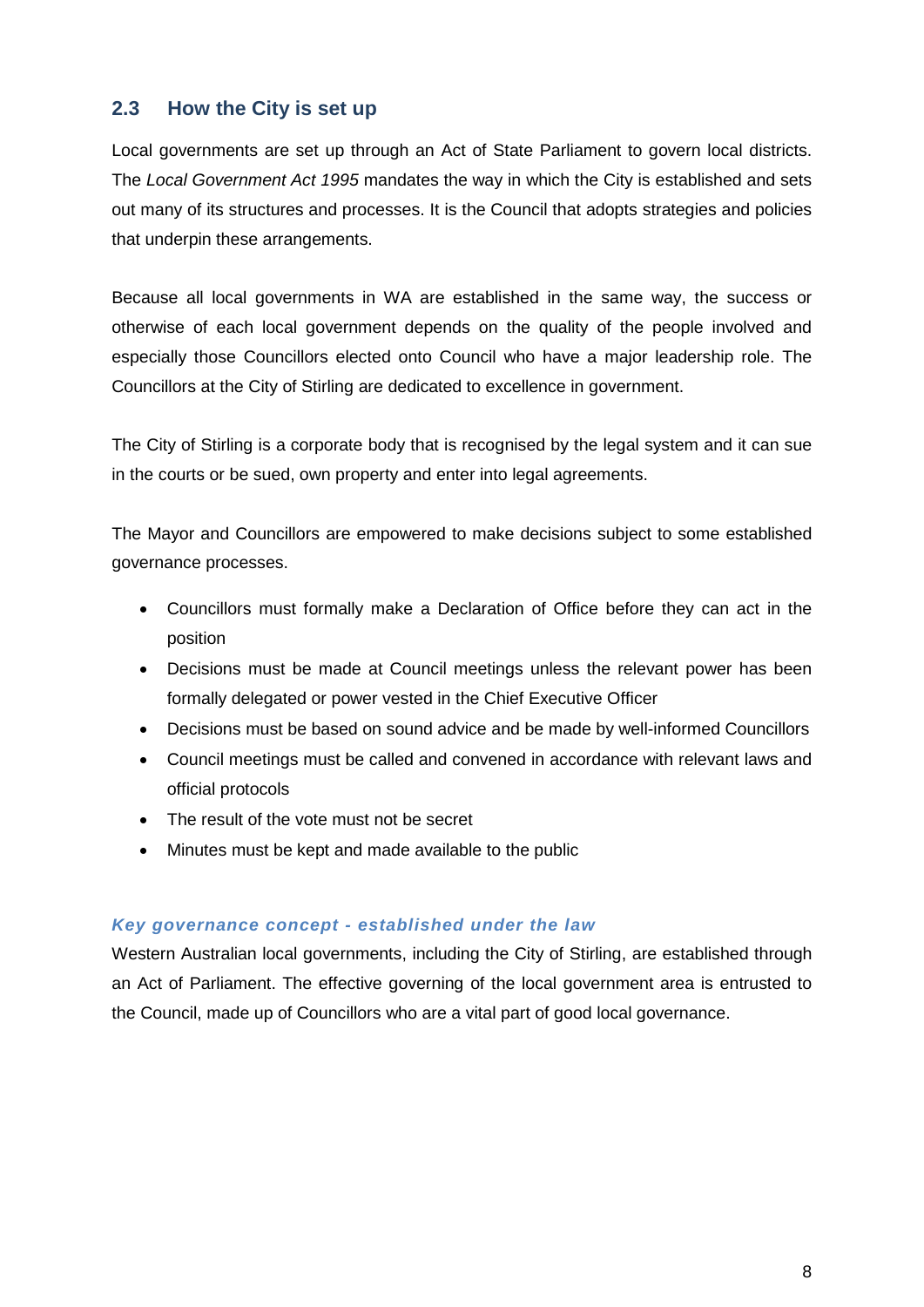## 2.3 How the City is set up

Local governments are set up through an Act of State Parliament to govern local districts. The *Local Government Act 1995* mandates the way in which the City is established and sets out many of its structures and processes. It is the Council that adopts strategies and policies that underpin these arrangements.

Because all local governments in WA are established in the same way, the success or otherwise of each local government depends on the quality of the people involved and especially those Councillors elected onto Council who have a major leadership role. The Councillors at the City of Stirling are dedicated to excellence in government.

The City of Stirling is a corporate body that is recognised by the legal system and it can sue in the courts or be sued, own property and enter into legal agreements.

The Mayor and Councillors are empowered to make decisions subject to some established governance processes.

- Councillors must formally make a Declaration of Office before they can act in the position
- Decisions must be made at Council meetings unless the relevant power has been formally delegated or power vested in the Chief Executive Officer
- Decisions must be based on sound advice and be made by well-informed Councillors
- Council meetings must be called and convened in accordance with relevant laws and official protocols
- The result of the vote must not be secret
- Minutes must be kept and made available to the public

***Key governance concept - established under the law***

Western Australian local governments, including the City of Stirling, are established through an Act of Parliament. The effective governing of the local government area is entrusted to the Council, made up of Councillors who are a vital part of good local governance.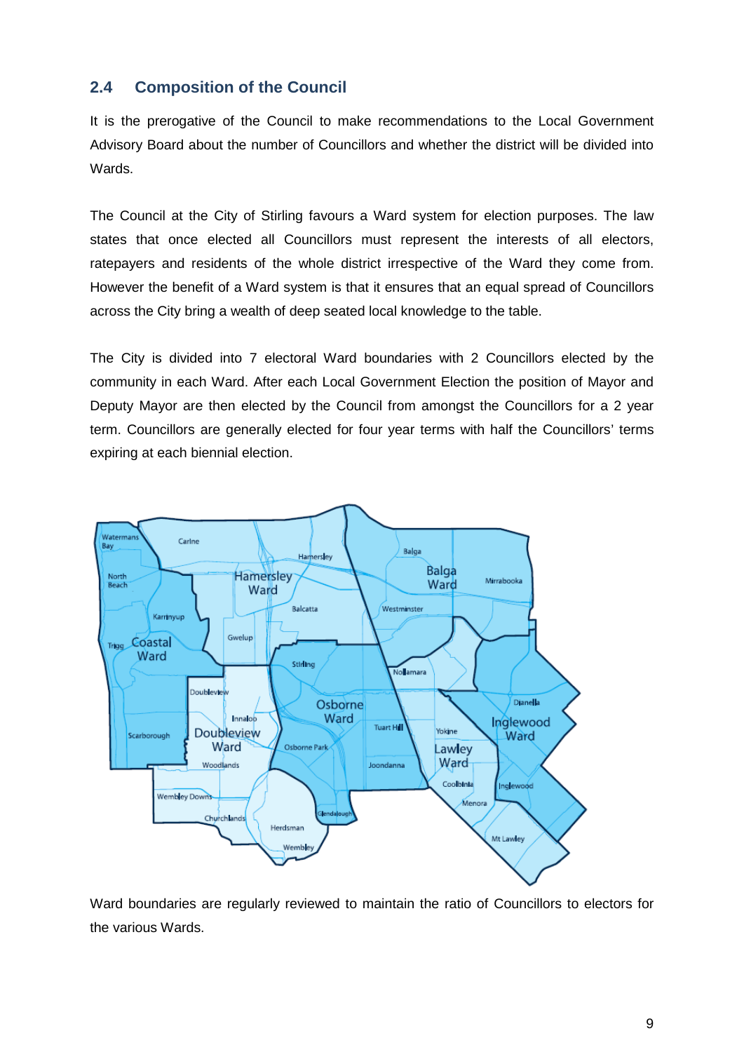## 2.4 Composition of the Council

It is the prerogative of the Council to make recommendations to the Local Government Advisory Board about the number of Councillors and whether the district will be divided into Wards.

The Council at the City of Stirling favours a Ward system for election purposes. The law states that once elected all Councillors must represent the interests of all electors, ratepayers and residents of the whole district irrespective of the Ward they come from. However the benefit of a Ward system is that it ensures that an equal spread of Councillors across the City bring a wealth of deep seated local knowledge to the table.

The City is divided into 7 electoral Ward boundaries with 2 Councillors elected by the community in each Ward. After each Local Government Election the position of Mayor and Deputy Mayor are then elected by the Council from amongst the Councillors for a 2 year term. Councillors are generally elected for four year terms with half the Councillors' terms expiring at each biennial election.

Ward boundaries are regularly reviewed to maintain the ratio of Councillors to electors for the various Wards.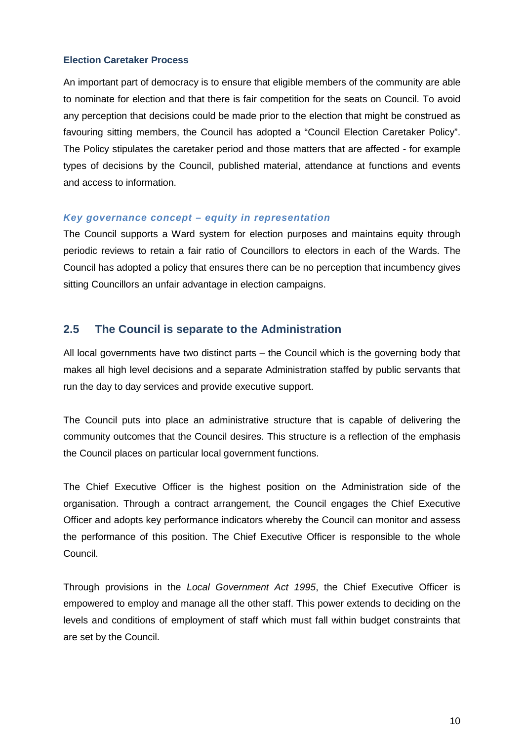#### Election Caretaker Process

An important part of democracy is to ensure that eligible members of the community are able to nominate for election and that there is fair competition for the seats on Council. To avoid any perception that decisions could be made prior to the election that might be construed as favouring sitting members, the Council has adopted a "Council Election Caretaker Policy". The Policy stipulates the caretaker period and those matters that are affected - for example types of decisions by the Council, published material, attendance at functions and events and access to information.

***Key governance concept – equity in representation***

The Council supports a Ward system for election purposes and maintains equity through periodic reviews to retain a fair ratio of Councillors to electors in each of the Wards. The Council has adopted a policy that ensures there can be no perception that incumbency gives sitting Councillors an unfair advantage in election campaigns.

## 2.5 The Council is separate to the Administration

All local governments have two distinct parts – the Council which is the governing body that makes all high level decisions and a separate Administration staffed by public servants that run the day to day services and provide executive support.

The Council puts into place an administrative structure that is capable of delivering the community outcomes that the Council desires. This structure is a reflection of the emphasis the Council places on particular local government functions.

The Chief Executive Officer is the highest position on the Administration side of the organisation. Through a contract arrangement, the Council engages the Chief Executive Officer and adopts key performance indicators whereby the Council can monitor and assess the performance of this position. The Chief Executive Officer is responsible to the whole Council.

Through provisions in the *Local Government Act 1995*, the Chief Executive Officer is empowered to employ and manage all the other staff. This power extends to deciding on the levels and conditions of employment of staff which must fall within budget constraints that are set by the Council.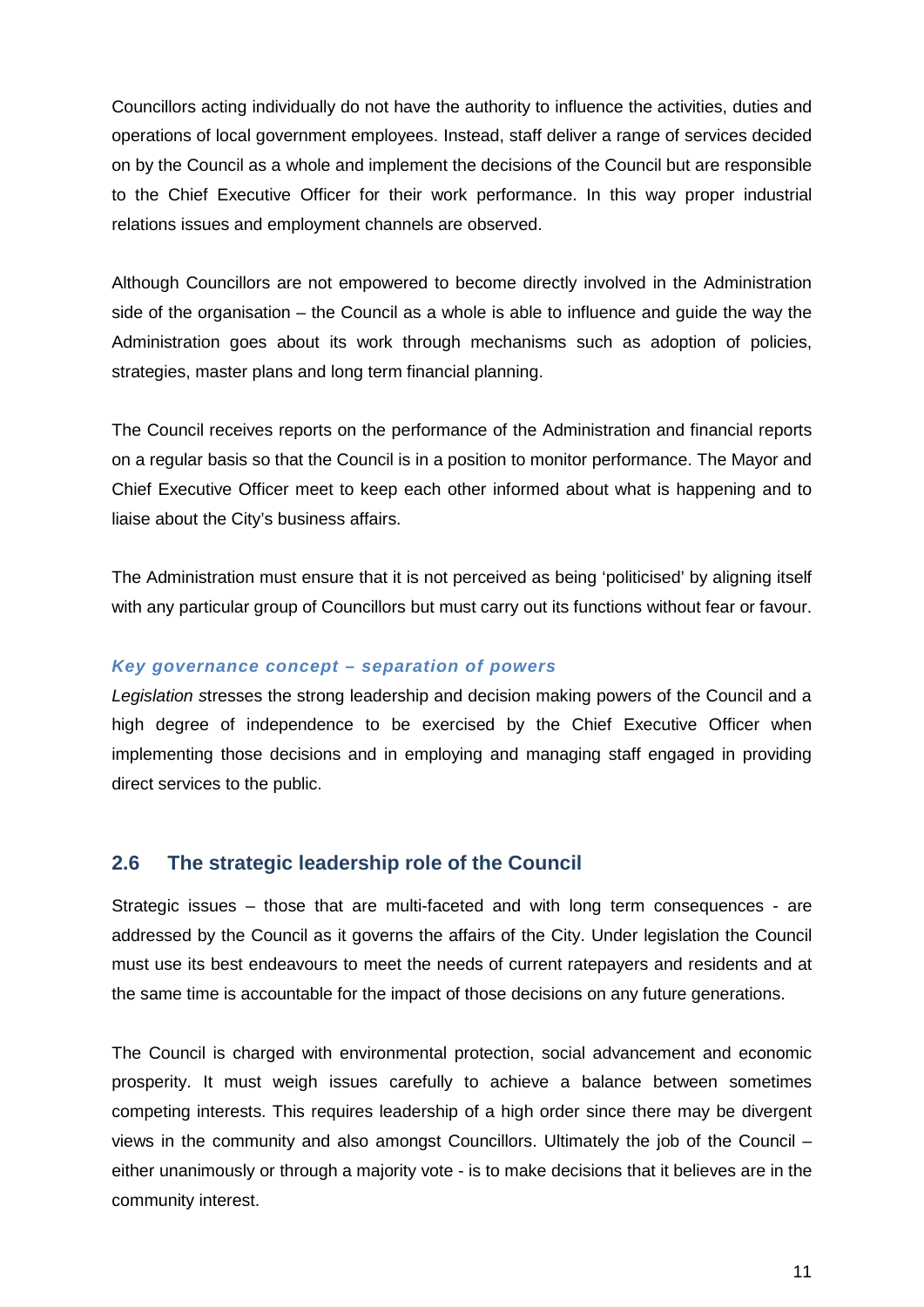Councillors acting individually do not have the authority to influence the activities, duties and operations of local government employees. Instead, staff deliver a range of services decided on by the Council as a whole and implement the decisions of the Council but are responsible to the Chief Executive Officer for their work performance. In this way proper industrial relations issues and employment channels are observed.

Although Councillors are not empowered to become directly involved in the Administration side of the organisation – the Council as a whole is able to influence and guide the way the Administration goes about its work through mechanisms such as adoption of policies, strategies, master plans and long term financial planning.

The Council receives reports on the performance of the Administration and financial reports on a regular basis so that the Council is in a position to monitor performance. The Mayor and Chief Executive Officer meet to keep each other informed about what is happening and to liaise about the City's business affairs.

The Administration must ensure that it is not perceived as being 'politicised' by aligning itself with any particular group of Councillors but must carry out its functions without fear or favour.

***Key governance concept – separation of powers***

*Legislation s*tresses the strong leadership and decision making powers of the Council and a high degree of independence to be exercised by the Chief Executive Officer when implementing those decisions and in employing and managing staff engaged in providing direct services to the public.

## 2.6 The strategic leadership role of the Council

Strategic issues – those that are multi-faceted and with long term consequences - are addressed by the Council as it governs the affairs of the City. Under legislation the Council must use its best endeavours to meet the needs of current ratepayers and residents and at the same time is accountable for the impact of those decisions on any future generations.

The Council is charged with environmental protection, social advancement and economic prosperity. It must weigh issues carefully to achieve a balance between sometimes competing interests. This requires leadership of a high order since there may be divergent views in the community and also amongst Councillors. Ultimately the job of the Council – either unanimously or through a majority vote - is to make decisions that it believes are in the community interest.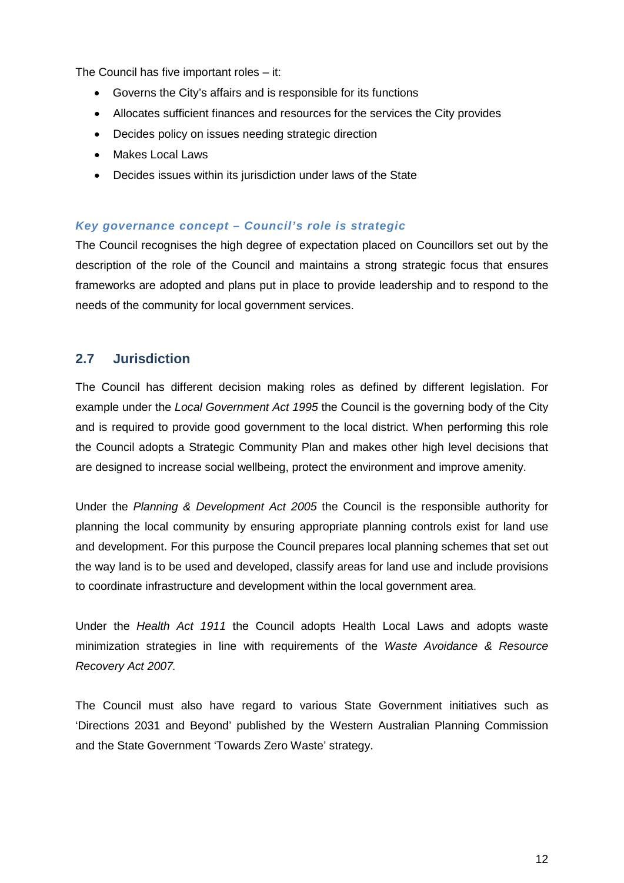The Council has five important roles – it:

- Governs the City's affairs and is responsible for its functions
- Allocates sufficient finances and resources for the services the City provides
- Decides policy on issues needing strategic direction
- Makes Local Laws
- Decides issues within its jurisdiction under laws of the State

***Key governance concept – Council's role is strategic***

The Council recognises the high degree of expectation placed on Councillors set out by the description of the role of the Council and maintains a strong strategic focus that ensures frameworks are adopted and plans put in place to provide leadership and to respond to the needs of the community for local government services.

## 2.7 Jurisdiction

The Council has different decision making roles as defined by different legislation. For example under the *Local Government Act 1995* the Council is the governing body of the City and is required to provide good government to the local district. When performing this role the Council adopts a Strategic Community Plan and makes other high level decisions that are designed to increase social wellbeing, protect the environment and improve amenity.

Under the *Planning & Development Act 2005* the Council is the responsible authority for planning the local community by ensuring appropriate planning controls exist for land use and development. For this purpose the Council prepares local planning schemes that set out the way land is to be used and developed, classify areas for land use and include provisions to coordinate infrastructure and development within the local government area.

Under the *Health Act 1911* the Council adopts Health Local Laws and adopts waste minimization strategies in line with requirements of the *Waste Avoidance & Resource Recovery Act 2007.*

The Council must also have regard to various State Government initiatives such as 'Directions 2031 and Beyond' published by the Western Australian Planning Commission and the State Government 'Towards Zero Waste' strategy.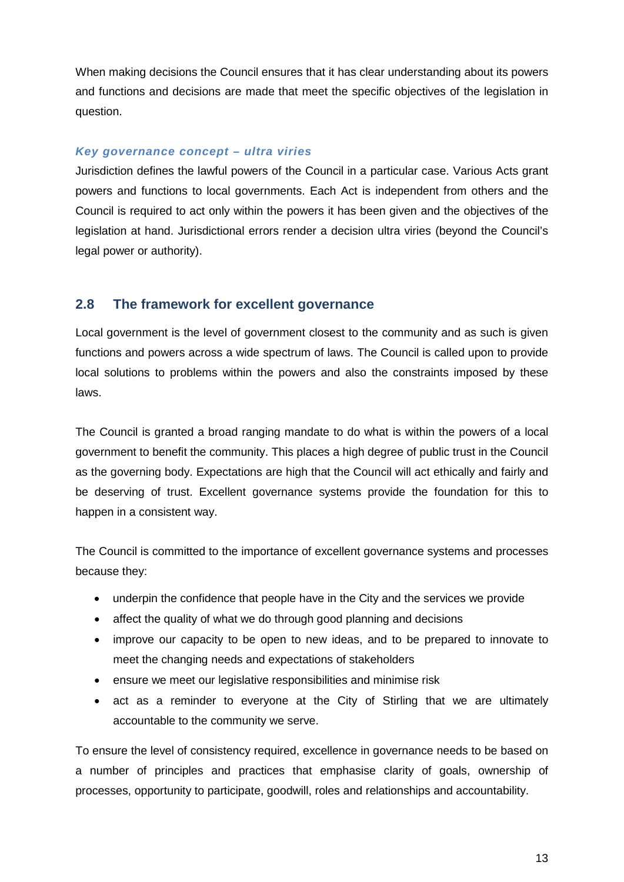When making decisions the Council ensures that it has clear understanding about its powers and functions and decisions are made that meet the specific objectives of the legislation in question.

***Key governance concept – ultra viries***

Jurisdiction defines the lawful powers of the Council in a particular case. Various Acts grant powers and functions to local governments. Each Act is independent from others and the Council is required to act only within the powers it has been given and the objectives of the legislation at hand. Jurisdictional errors render a decision ultra viries (beyond the Council's legal power or authority).

## 2.8 The framework for excellent governance

Local government is the level of government closest to the community and as such is given functions and powers across a wide spectrum of laws. The Council is called upon to provide local solutions to problems within the powers and also the constraints imposed by these laws.

The Council is granted a broad ranging mandate to do what is within the powers of a local government to benefit the community. This places a high degree of public trust in the Council as the governing body. Expectations are high that the Council will act ethically and fairly and be deserving of trust. Excellent governance systems provide the foundation for this to happen in a consistent way.

The Council is committed to the importance of excellent governance systems and processes because they:

- underpin the confidence that people have in the City and the services we provide
- affect the quality of what we do through good planning and decisions
- improve our capacity to be open to new ideas, and to be prepared to innovate to meet the changing needs and expectations of stakeholders
- ensure we meet our legislative responsibilities and minimise risk
- act as a reminder to everyone at the City of Stirling that we are ultimately accountable to the community we serve.

To ensure the level of consistency required, excellence in governance needs to be based on a number of principles and practices that emphasise clarity of goals, ownership of processes, opportunity to participate, goodwill, roles and relationships and accountability.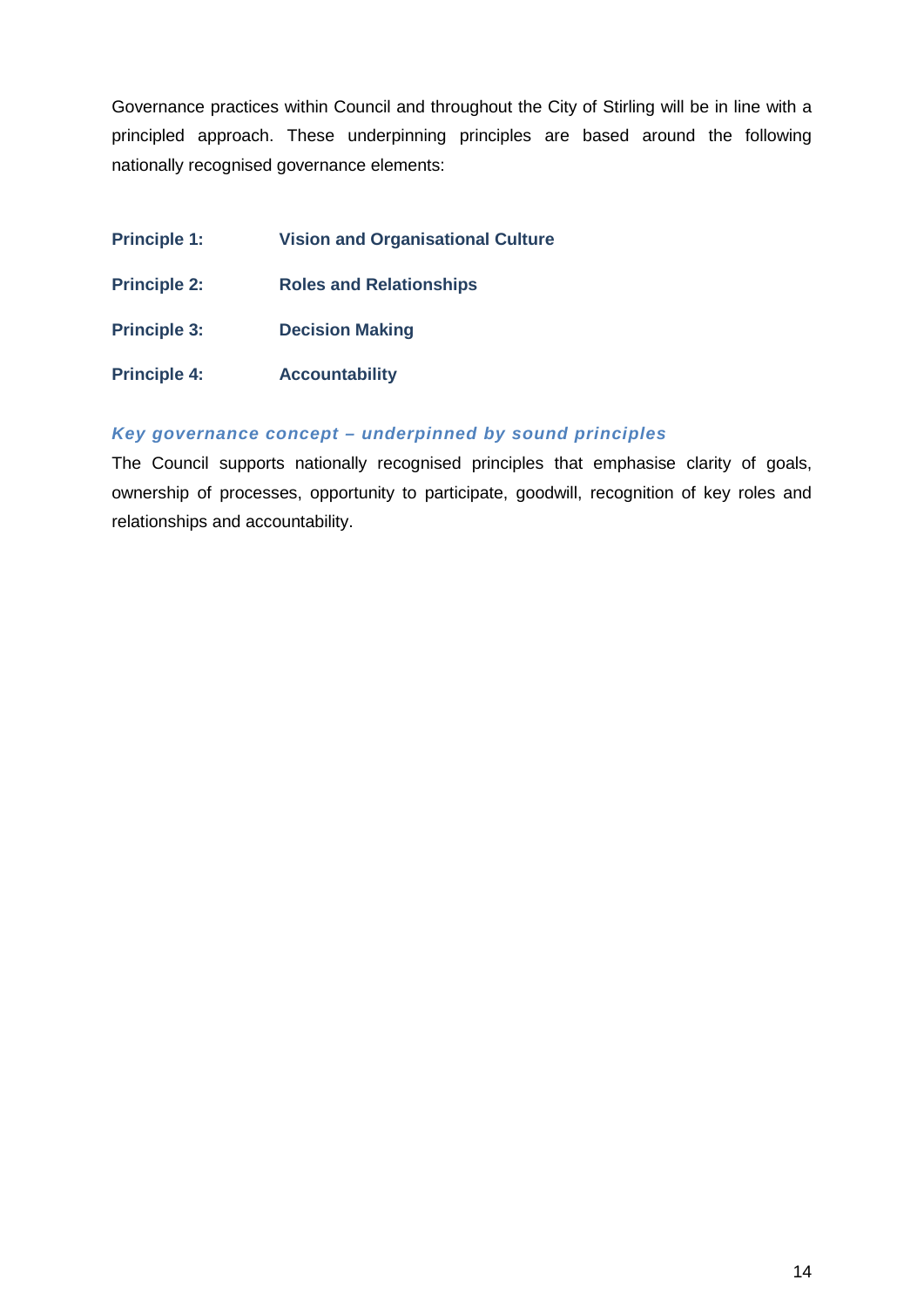Governance practices within Council and throughout the City of Stirling will be in line with a principled approach. These underpinning principles are based around the following nationally recognised governance elements:

**Principle 1:** **Vision and Organisational Culture**

**Principle 2:** **Roles and Relationships**

**Principle 3:** **Decision Making**

**Principle 4:** **Accountability**

### *Key governance concept – underpinned by sound principles*

The Council supports nationally recognised principles that emphasise clarity of goals, ownership of processes, opportunity to participate, goodwill, recognition of key roles and relationships and accountability.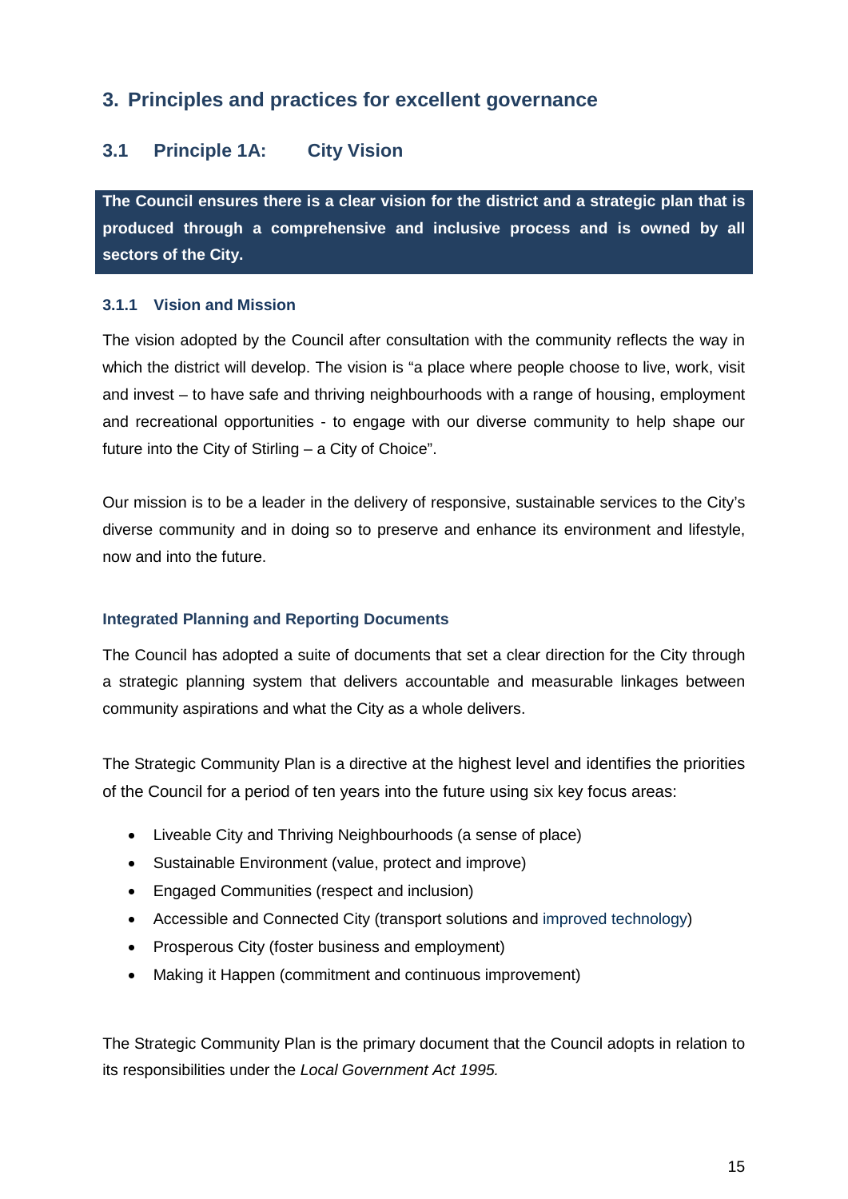# 3. Principles and practices for excellent governance

## 3.1 Principle 1A: City Vision

**The Council ensures there is a clear vision for the district and a strategic plan that is produced through a comprehensive and inclusive process and is owned by all sectors of the City.**

### 3.1.1 Vision and Mission

The vision adopted by the Council after consultation with the community reflects the way in which the district will develop. The vision is "a place where people choose to live, work, visit and invest – to have safe and thriving neighbourhoods with a range of housing, employment and recreational opportunities - to engage with our diverse community to help shape our future into the City of Stirling – a City of Choice".

Our mission is to be a leader in the delivery of responsive, sustainable services to the City's diverse community and in doing so to preserve and enhance its environment and lifestyle, now and into the future.

#### Integrated Planning and Reporting Documents

The Council has adopted a suite of documents that set a clear direction for the City through a strategic planning system that delivers accountable and measurable linkages between community aspirations and what the City as a whole delivers.

The Strategic Community Plan is a directive at the highest level and identifies the priorities of the Council for a period of ten years into the future using six key focus areas:

- Liveable City and Thriving Neighbourhoods (a sense of place)
- Sustainable Environment (value, protect and improve)
- Engaged Communities (respect and inclusion)
- Accessible and Connected City (transport solutions and improved technology)
- Prosperous City (foster business and employment)
- Making it Happen (commitment and continuous improvement)

The Strategic Community Plan is the primary document that the Council adopts in relation to its responsibilities under the *Local Government Act 1995.*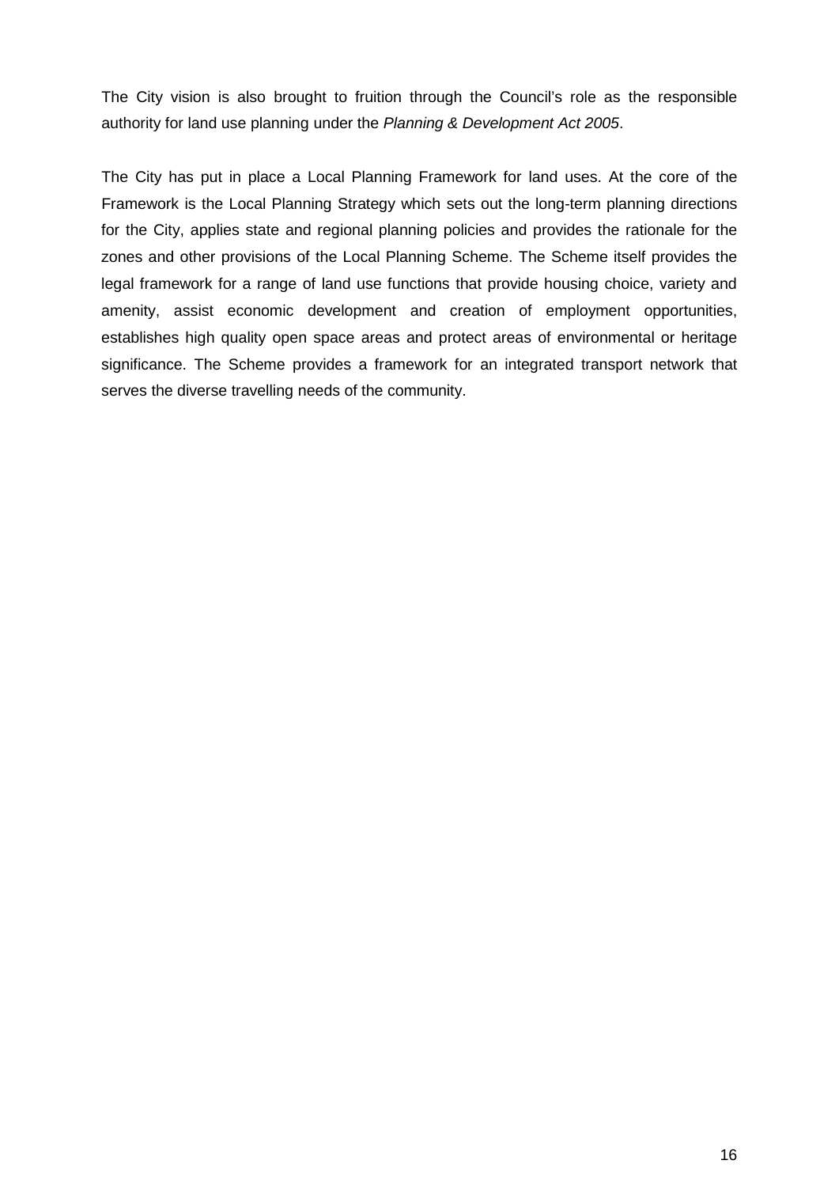The City vision is also brought to fruition through the Council's role as the responsible authority for land use planning under the *Planning & Development Act 2005*.

The City has put in place a Local Planning Framework for land uses. At the core of the Framework is the Local Planning Strategy which sets out the long-term planning directions for the City, applies state and regional planning policies and provides the rationale for the zones and other provisions of the Local Planning Scheme. The Scheme itself provides the legal framework for a range of land use functions that provide housing choice, variety and amenity, assist economic development and creation of employment opportunities, establishes high quality open space areas and protect areas of environmental or heritage significance. The Scheme provides a framework for an integrated transport network that serves the diverse travelling needs of the community.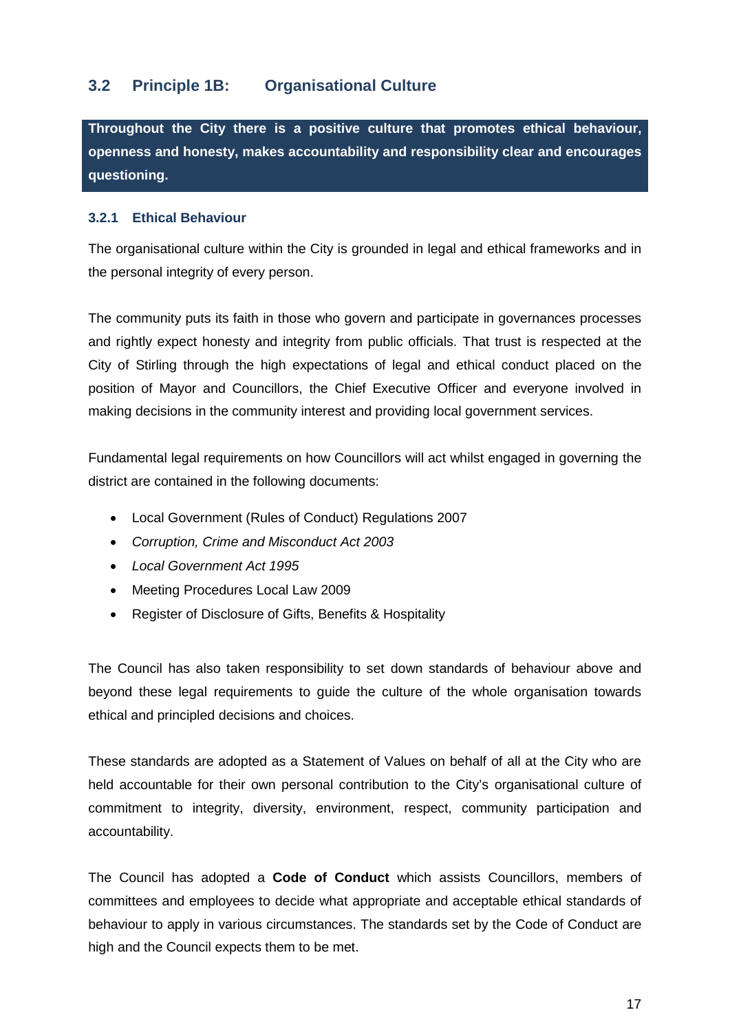## 3.2 Principle 1B: Organisational Culture

**Throughout the City there is a positive culture that promotes ethical behaviour, openness and honesty, makes accountability and responsibility clear and encourages questioning.**

### 3.2.1 Ethical Behaviour

The organisational culture within the City is grounded in legal and ethical frameworks and in the personal integrity of every person.

The community puts its faith in those who govern and participate in governances processes and rightly expect honesty and integrity from public officials. That trust is respected at the City of Stirling through the high expectations of legal and ethical conduct placed on the position of Mayor and Councillors, the Chief Executive Officer and everyone involved in making decisions in the community interest and providing local government services.

Fundamental legal requirements on how Councillors will act whilst engaged in governing the district are contained in the following documents:

- Local Government (Rules of Conduct) Regulations 2007
- *Corruption, Crime and Misconduct Act 2003*
- *Local Government Act 1995*
- Meeting Procedures Local Law 2009
- Register of Disclosure of Gifts, Benefits & Hospitality

The Council has also taken responsibility to set down standards of behaviour above and beyond these legal requirements to guide the culture of the whole organisation towards ethical and principled decisions and choices.

These standards are adopted as a Statement of Values on behalf of all at the City who are held accountable for their own personal contribution to the City's organisational culture of commitment to integrity, diversity, environment, respect, community participation and accountability.

The Council has adopted a **Code of Conduct** which assists Councillors, members of committees and employees to decide what appropriate and acceptable ethical standards of behaviour to apply in various circumstances. The standards set by the Code of Conduct are high and the Council expects them to be met.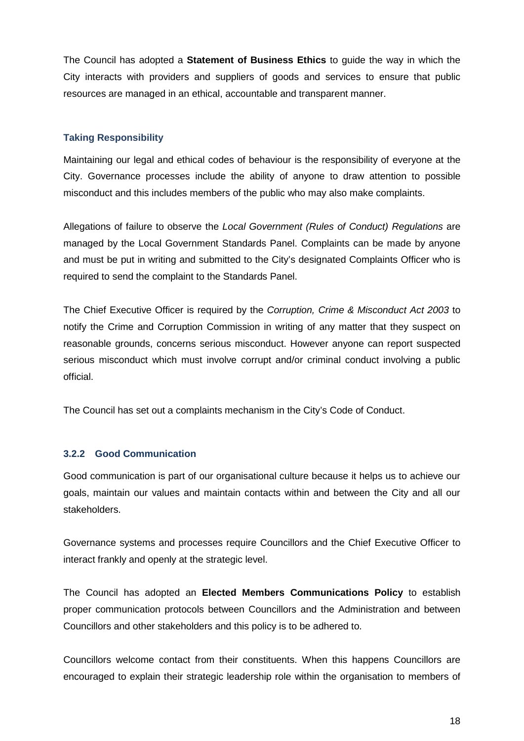The Council has adopted a **Statement of Business Ethics** to guide the way in which the City interacts with providers and suppliers of goods and services to ensure that public resources are managed in an ethical, accountable and transparent manner.

#### Taking Responsibility

Maintaining our legal and ethical codes of behaviour is the responsibility of everyone at the City. Governance processes include the ability of anyone to draw attention to possible misconduct and this includes members of the public who may also make complaints.

Allegations of failure to observe the *Local Government (Rules of Conduct) Regulations* are managed by the Local Government Standards Panel. Complaints can be made by anyone and must be put in writing and submitted to the City's designated Complaints Officer who is required to send the complaint to the Standards Panel.

The Chief Executive Officer is required by the *Corruption, Crime & Misconduct Act 2003* to notify the Crime and Corruption Commission in writing of any matter that they suspect on reasonable grounds, concerns serious misconduct. However anyone can report suspected serious misconduct which must involve corrupt and/or criminal conduct involving a public official.

The Council has set out a complaints mechanism in the City's Code of Conduct.

### 3.2.2 Good Communication

Good communication is part of our organisational culture because it helps us to achieve our goals, maintain our values and maintain contacts within and between the City and all our stakeholders.

Governance systems and processes require Councillors and the Chief Executive Officer to interact frankly and openly at the strategic level.

The Council has adopted an **Elected Members Communications Policy** to establish proper communication protocols between Councillors and the Administration and between Councillors and other stakeholders and this policy is to be adhered to.

Councillors welcome contact from their constituents. When this happens Councillors are encouraged to explain their strategic leadership role within the organisation to members of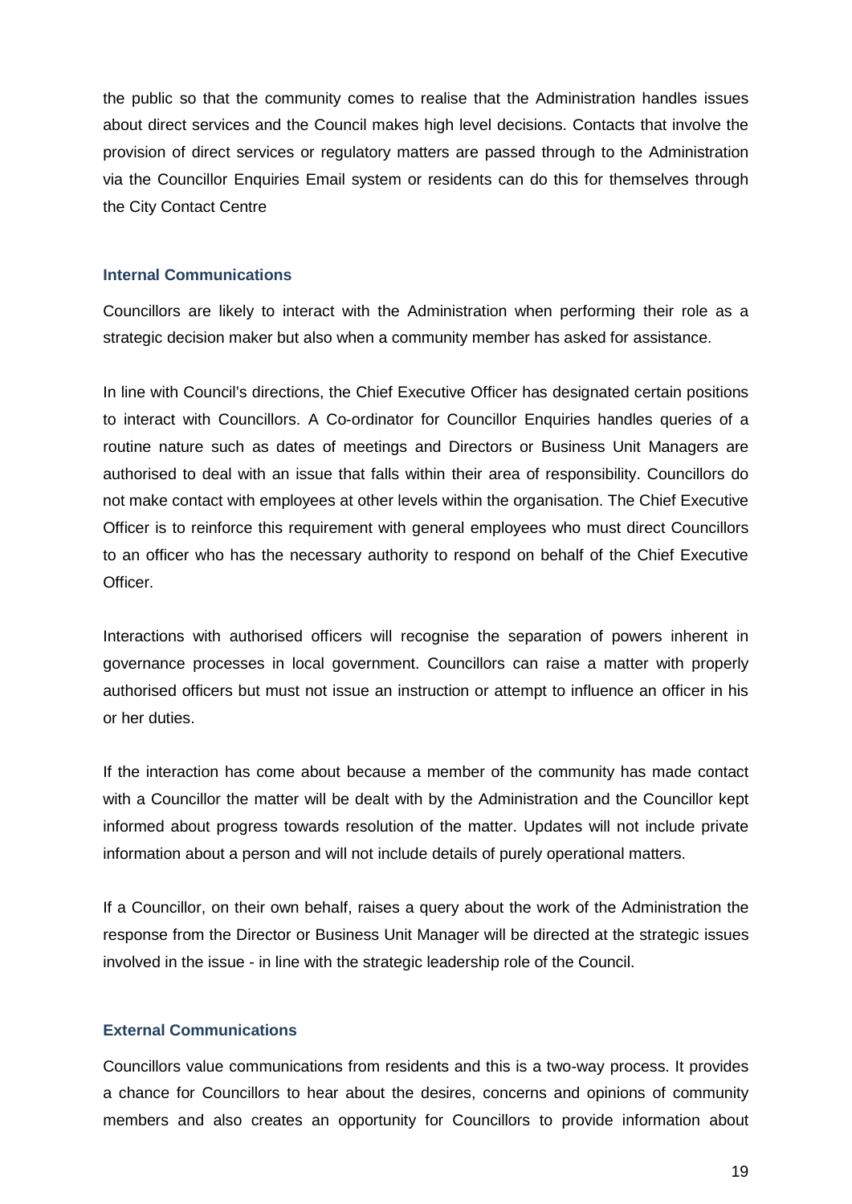the public so that the community comes to realise that the Administration handles issues about direct services and the Council makes high level decisions. Contacts that involve the provision of direct services or regulatory matters are passed through to the Administration via the Councillor Enquiries Email system or residents can do this for themselves through the City Contact Centre

### Internal Communications

Councillors are likely to interact with the Administration when performing their role as a strategic decision maker but also when a community member has asked for assistance.

In line with Council's directions, the Chief Executive Officer has designated certain positions to interact with Councillors. A Co-ordinator for Councillor Enquiries handles queries of a routine nature such as dates of meetings and Directors or Business Unit Managers are authorised to deal with an issue that falls within their area of responsibility. Councillors do not make contact with employees at other levels within the organisation. The Chief Executive Officer is to reinforce this requirement with general employees who must direct Councillors to an officer who has the necessary authority to respond on behalf of the Chief Executive Officer.

Interactions with authorised officers will recognise the separation of powers inherent in governance processes in local government. Councillors can raise a matter with properly authorised officers but must not issue an instruction or attempt to influence an officer in his or her duties.

If the interaction has come about because a member of the community has made contact with a Councillor the matter will be dealt with by the Administration and the Councillor kept informed about progress towards resolution of the matter. Updates will not include private information about a person and will not include details of purely operational matters.

If a Councillor, on their own behalf, raises a query about the work of the Administration the response from the Director or Business Unit Manager will be directed at the strategic issues involved in the issue - in line with the strategic leadership role of the Council.

### External Communications

Councillors value communications from residents and this is a two-way process. It provides a chance for Councillors to hear about the desires, concerns and opinions of community members and also creates an opportunity for Councillors to provide information about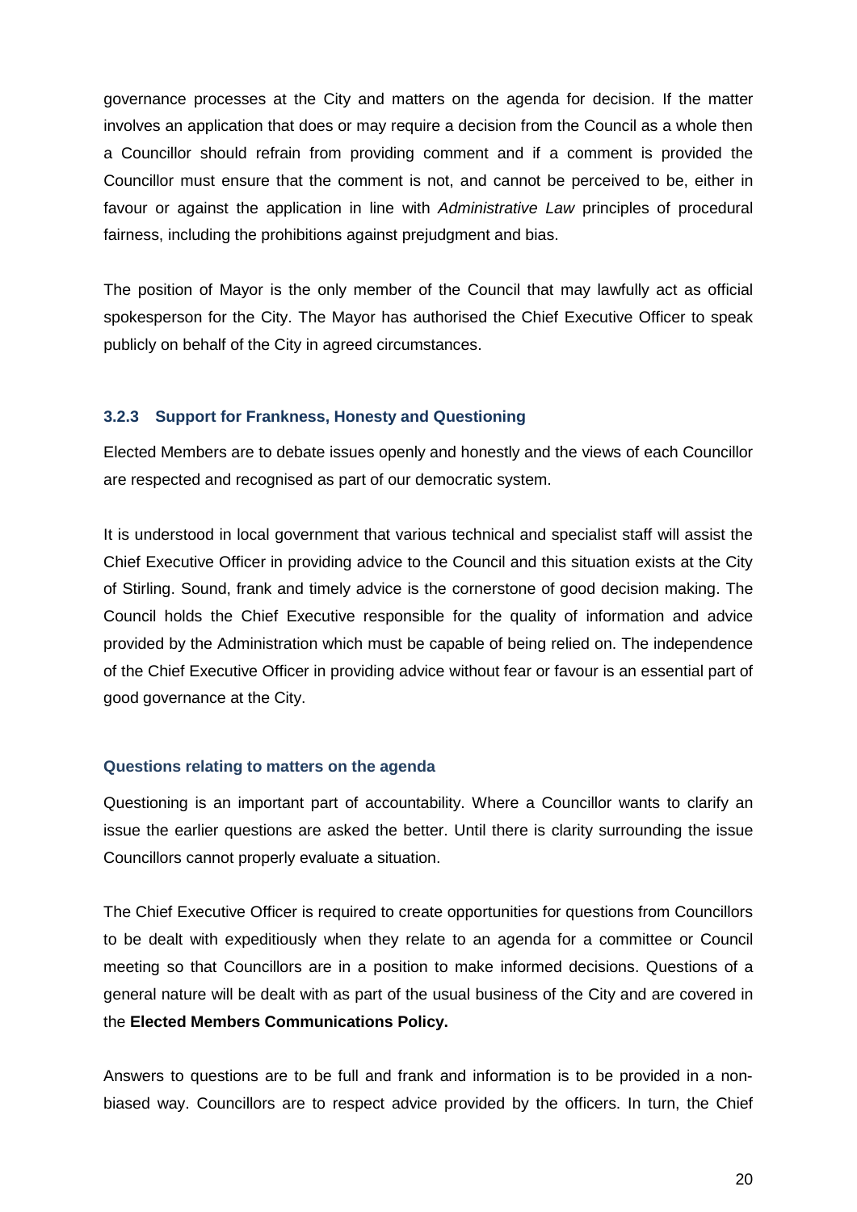governance processes at the City and matters on the agenda for decision. If the matter involves an application that does or may require a decision from the Council as a whole then a Councillor should refrain from providing comment and if a comment is provided the Councillor must ensure that the comment is not, and cannot be perceived to be, either in favour or against the application in line with *Administrative Law* principles of procedural fairness, including the prohibitions against prejudgment and bias.

The position of Mayor is the only member of the Council that may lawfully act as official spokesperson for the City. The Mayor has authorised the Chief Executive Officer to speak publicly on behalf of the City in agreed circumstances.

### 3.2.3 Support for Frankness, Honesty and Questioning

Elected Members are to debate issues openly and honestly and the views of each Councillor are respected and recognised as part of our democratic system.

It is understood in local government that various technical and specialist staff will assist the Chief Executive Officer in providing advice to the Council and this situation exists at the City of Stirling. Sound, frank and timely advice is the cornerstone of good decision making. The Council holds the Chief Executive responsible for the quality of information and advice provided by the Administration which must be capable of being relied on. The independence of the Chief Executive Officer in providing advice without fear or favour is an essential part of good governance at the City.

#### Questions relating to matters on the agenda

Questioning is an important part of accountability. Where a Councillor wants to clarify an issue the earlier questions are asked the better. Until there is clarity surrounding the issue Councillors cannot properly evaluate a situation.

The Chief Executive Officer is required to create opportunities for questions from Councillors to be dealt with expeditiously when they relate to an agenda for a committee or Council meeting so that Councillors are in a position to make informed decisions. Questions of a general nature will be dealt with as part of the usual business of the City and are covered in the **Elected Members Communications Policy.**

Answers to questions are to be full and frank and information is to be provided in a non-biased way. Councillors are to respect advice provided by the officers. In turn, the Chief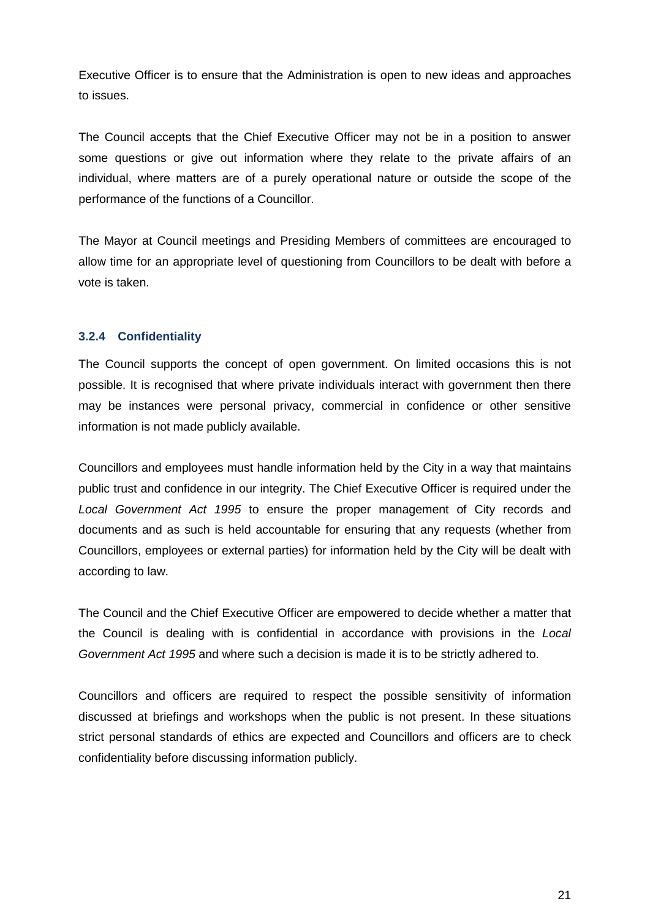Executive Officer is to ensure that the Administration is open to new ideas and approaches to issues.

The Council accepts that the Chief Executive Officer may not be in a position to answer some questions or give out information where they relate to the private affairs of an individual, where matters are of a purely operational nature or outside the scope of the performance of the functions of a Councillor.

The Mayor at Council meetings and Presiding Members of committees are encouraged to allow time for an appropriate level of questioning from Councillors to be dealt with before a vote is taken.

#### 3.2.4 Confidentiality

The Council supports the concept of open government. On limited occasions this is not possible. It is recognised that where private individuals interact with government then there may be instances were personal privacy, commercial in confidence or other sensitive information is not made publicly available.

Councillors and employees must handle information held by the City in a way that maintains public trust and confidence in our integrity. The Chief Executive Officer is required under the *Local Government Act 1995* to ensure the proper management of City records and documents and as such is held accountable for ensuring that any requests (whether from Councillors, employees or external parties) for information held by the City will be dealt with according to law.

The Council and the Chief Executive Officer are empowered to decide whether a matter that the Council is dealing with is confidential in accordance with provisions in the *Local Government Act 1995* and where such a decision is made it is to be strictly adhered to.

Councillors and officers are required to respect the possible sensitivity of information discussed at briefings and workshops when the public is not present. In these situations strict personal standards of ethics are expected and Councillors and officers are to check confidentiality before discussing information publicly.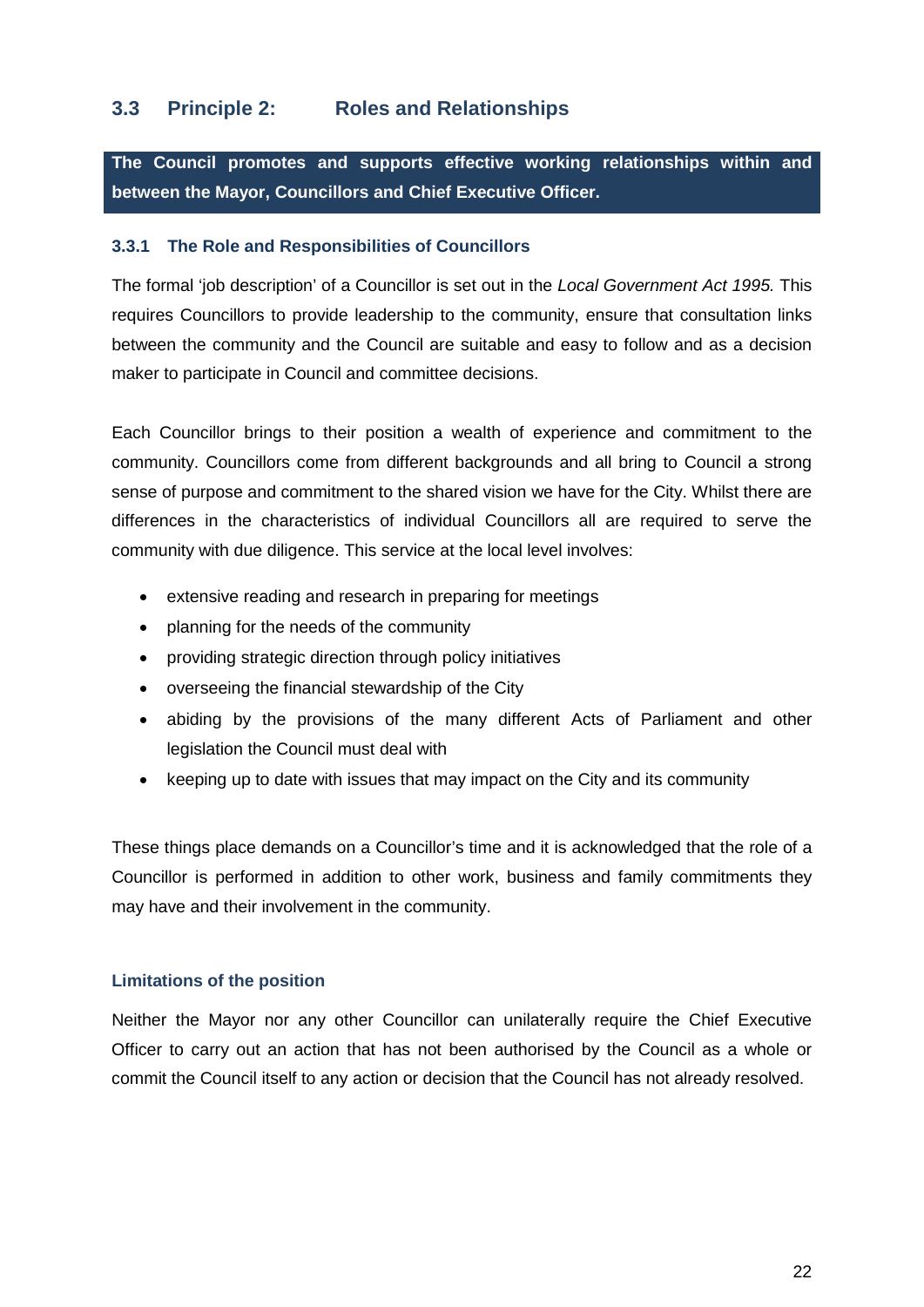## 3.3 Principle 2: Roles and Relationships

**The Council promotes and supports effective working relationships within and between the Mayor, Councillors and Chief Executive Officer.**

### 3.3.1 The Role and Responsibilities of Councillors

The formal 'job description' of a Councillor is set out in the *Local Government Act 1995.* This requires Councillors to provide leadership to the community, ensure that consultation links between the community and the Council are suitable and easy to follow and as a decision maker to participate in Council and committee decisions.

Each Councillor brings to their position a wealth of experience and commitment to the community. Councillors come from different backgrounds and all bring to Council a strong sense of purpose and commitment to the shared vision we have for the City. Whilst there are differences in the characteristics of individual Councillors all are required to serve the community with due diligence. This service at the local level involves:

- extensive reading and research in preparing for meetings
- planning for the needs of the community
- providing strategic direction through policy initiatives
- overseeing the financial stewardship of the City
- abiding by the provisions of the many different Acts of Parliament and other legislation the Council must deal with
- keeping up to date with issues that may impact on the City and its community

These things place demands on a Councillor's time and it is acknowledged that the role of a Councillor is performed in addition to other work, business and family commitments they may have and their involvement in the community.

#### Limitations of the position

Neither the Mayor nor any other Councillor can unilaterally require the Chief Executive Officer to carry out an action that has not been authorised by the Council as a whole or commit the Council itself to any action or decision that the Council has not already resolved.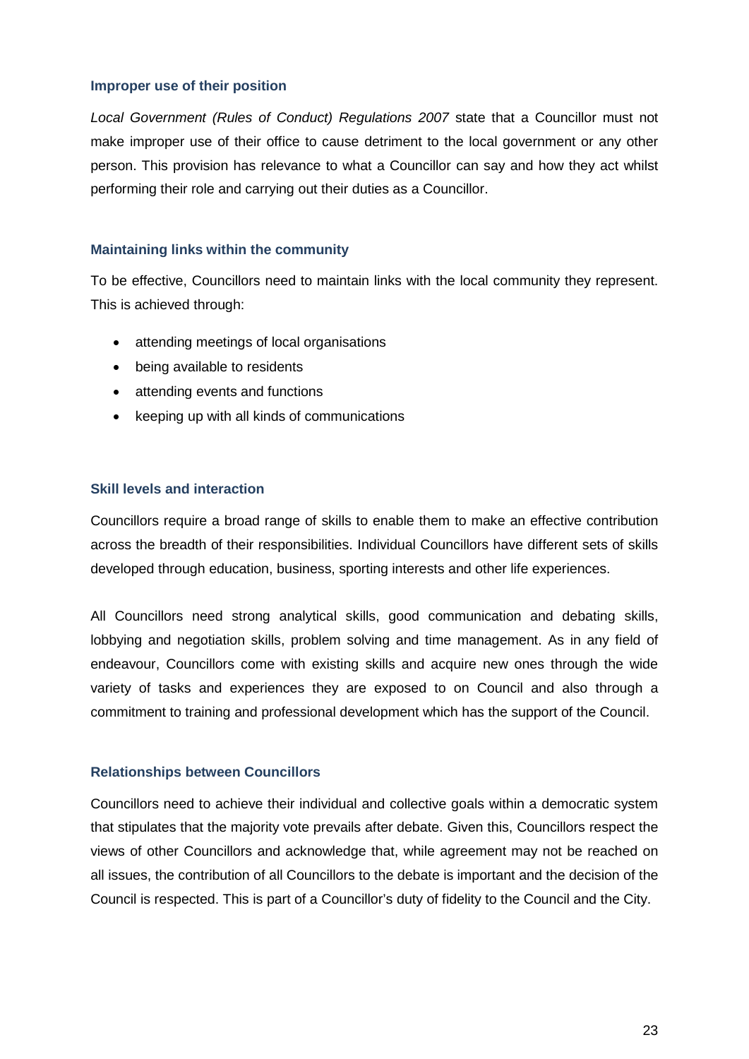### Improper use of their position

*Local Government (Rules of Conduct) Regulations 2007* state that a Councillor must not make improper use of their office to cause detriment to the local government or any other person. This provision has relevance to what a Councillor can say and how they act whilst performing their role and carrying out their duties as a Councillor.

### Maintaining links within the community

To be effective, Councillors need to maintain links with the local community they represent. This is achieved through:

- attending meetings of local organisations
- being available to residents
- attending events and functions
- keeping up with all kinds of communications

### Skill levels and interaction

Councillors require a broad range of skills to enable them to make an effective contribution across the breadth of their responsibilities. Individual Councillors have different sets of skills developed through education, business, sporting interests and other life experiences.

All Councillors need strong analytical skills, good communication and debating skills, lobbying and negotiation skills, problem solving and time management. As in any field of endeavour, Councillors come with existing skills and acquire new ones through the wide variety of tasks and experiences they are exposed to on Council and also through a commitment to training and professional development which has the support of the Council.

### Relationships between Councillors

Councillors need to achieve their individual and collective goals within a democratic system that stipulates that the majority vote prevails after debate. Given this, Councillors respect the views of other Councillors and acknowledge that, while agreement may not be reached on all issues, the contribution of all Councillors to the debate is important and the decision of the Council is respected. This is part of a Councillor's duty of fidelity to the Council and the City.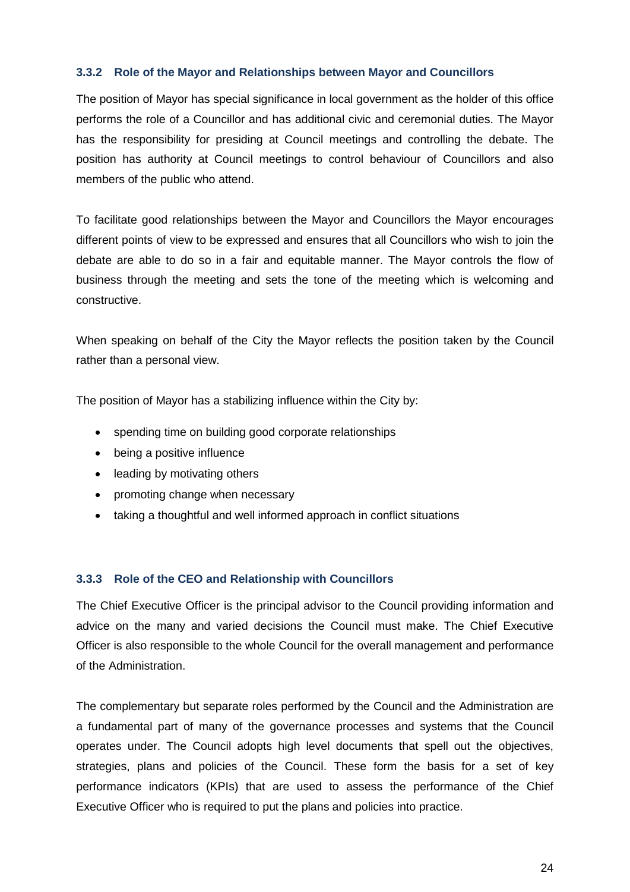### 3.3.2 Role of the Mayor and Relationships between Mayor and Councillors

The position of Mayor has special significance in local government as the holder of this office performs the role of a Councillor and has additional civic and ceremonial duties. The Mayor has the responsibility for presiding at Council meetings and controlling the debate. The position has authority at Council meetings to control behaviour of Councillors and also members of the public who attend.

To facilitate good relationships between the Mayor and Councillors the Mayor encourages different points of view to be expressed and ensures that all Councillors who wish to join the debate are able to do so in a fair and equitable manner. The Mayor controls the flow of business through the meeting and sets the tone of the meeting which is welcoming and constructive.

When speaking on behalf of the City the Mayor reflects the position taken by the Council rather than a personal view.

The position of Mayor has a stabilizing influence within the City by:

- spending time on building good corporate relationships
- being a positive influence
- leading by motivating others
- promoting change when necessary
- taking a thoughtful and well informed approach in conflict situations

### 3.3.3 Role of the CEO and Relationship with Councillors

The Chief Executive Officer is the principal advisor to the Council providing information and advice on the many and varied decisions the Council must make. The Chief Executive Officer is also responsible to the whole Council for the overall management and performance of the Administration.

The complementary but separate roles performed by the Council and the Administration are a fundamental part of many of the governance processes and systems that the Council operates under. The Council adopts high level documents that spell out the objectives, strategies, plans and policies of the Council. These form the basis for a set of key performance indicators (KPIs) that are used to assess the performance of the Chief Executive Officer who is required to put the plans and policies into practice.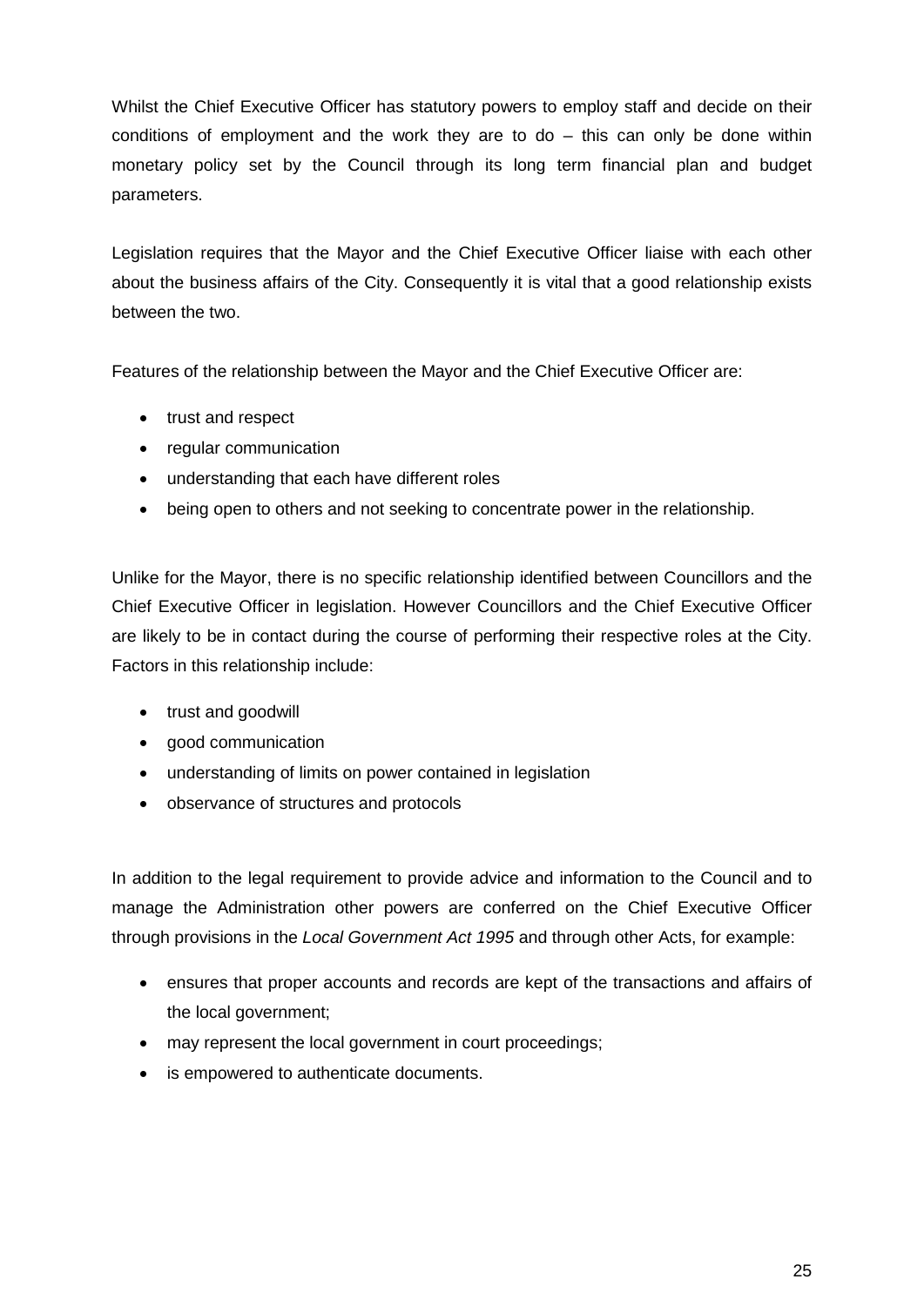Whilst the Chief Executive Officer has statutory powers to employ staff and decide on their conditions of employment and the work they are to do – this can only be done within monetary policy set by the Council through its long term financial plan and budget parameters.

Legislation requires that the Mayor and the Chief Executive Officer liaise with each other about the business affairs of the City. Consequently it is vital that a good relationship exists between the two.

Features of the relationship between the Mayor and the Chief Executive Officer are:

- trust and respect
- regular communication
- understanding that each have different roles
- being open to others and not seeking to concentrate power in the relationship.

Unlike for the Mayor, there is no specific relationship identified between Councillors and the Chief Executive Officer in legislation. However Councillors and the Chief Executive Officer are likely to be in contact during the course of performing their respective roles at the City. Factors in this relationship include:

- trust and goodwill
- good communication
- understanding of limits on power contained in legislation
- observance of structures and protocols

In addition to the legal requirement to provide advice and information to the Council and to manage the Administration other powers are conferred on the Chief Executive Officer through provisions in the *Local Government Act 1995* and through other Acts, for example:

- ensures that proper accounts and records are kept of the transactions and affairs of the local government;
- may represent the local government in court proceedings;
- is empowered to authenticate documents.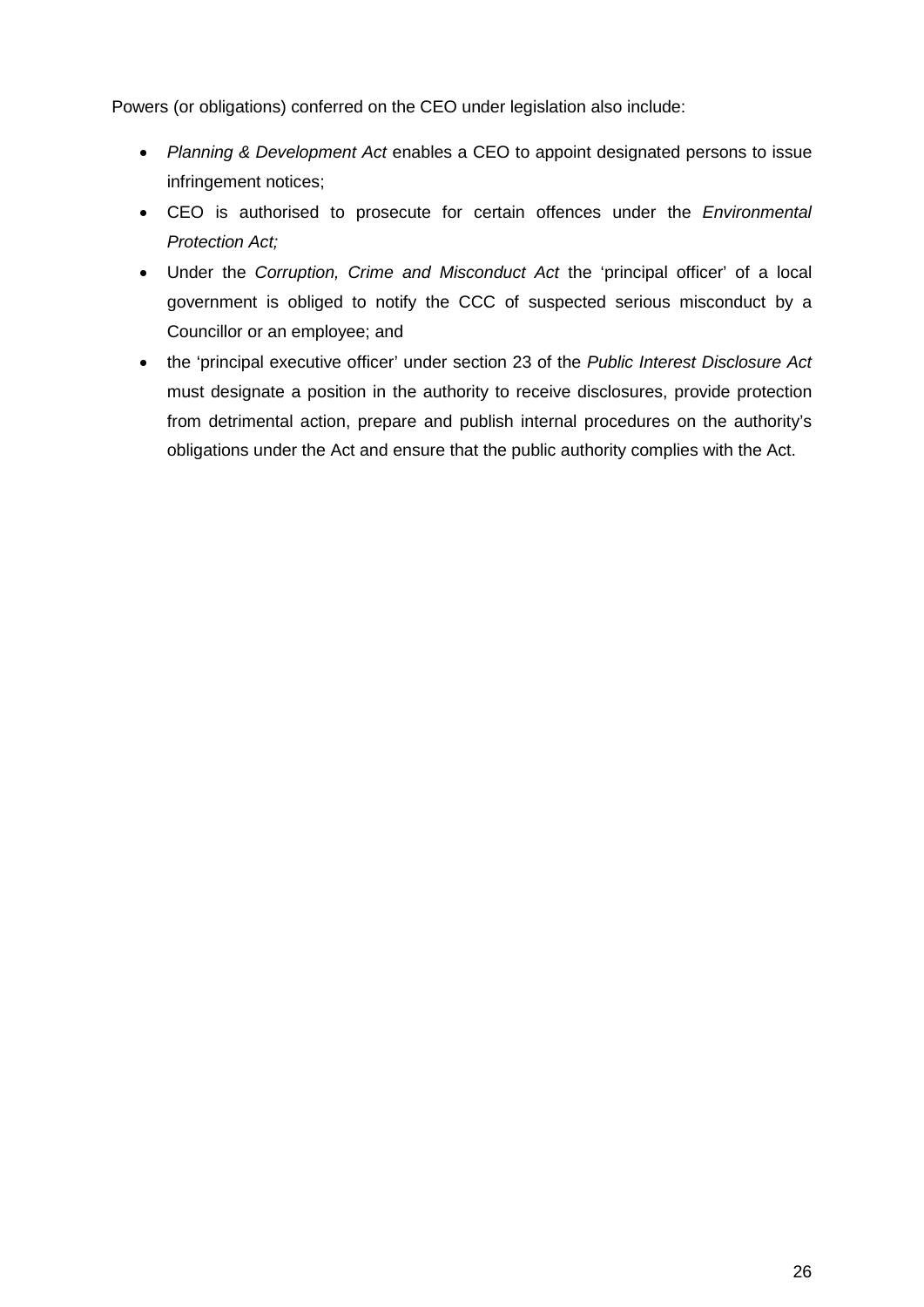Powers (or obligations) conferred on the CEO under legislation also include:

- *Planning & Development Act* enables a CEO to appoint designated persons to issue infringement notices;
- CEO is authorised to prosecute for certain offences under the *Environmental Protection Act;*
- Under the *Corruption, Crime and Misconduct Act* the 'principal officer' of a local government is obliged to notify the CCC of suspected serious misconduct by a Councillor or an employee; and
- the 'principal executive officer' under section 23 of the *Public Interest Disclosure Act* must designate a position in the authority to receive disclosures, provide protection from detrimental action, prepare and publish internal procedures on the authority's obligations under the Act and ensure that the public authority complies with the Act.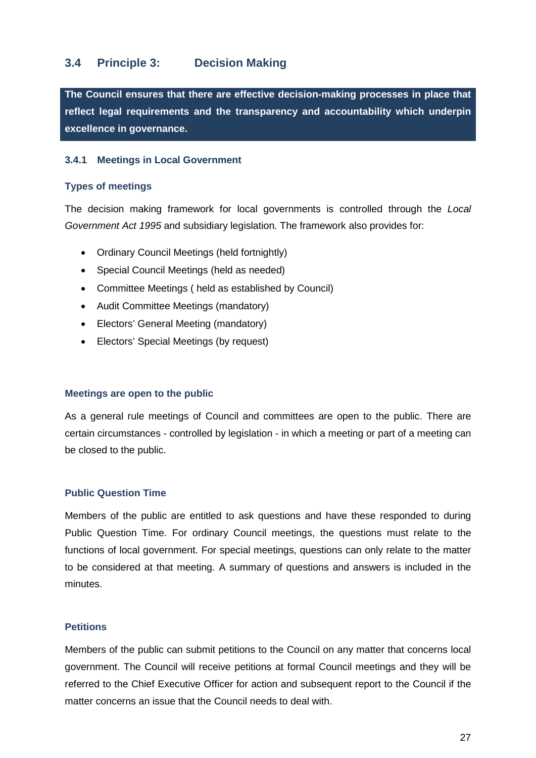## 3.4 Principle 3: Decision Making

**The Council ensures that there are effective decision-making processes in place that reflect legal requirements and the transparency and accountability which underpin excellence in governance.**

### 3.4.1 Meetings in Local Government

#### Types of meetings

The decision making framework for local governments is controlled through the *Local Government Act 1995* and subsidiary legislation*.* The framework also provides for:

- Ordinary Council Meetings (held fortnightly)
- Special Council Meetings (held as needed)
- Committee Meetings ( held as established by Council)
- Audit Committee Meetings (mandatory)
- Electors' General Meeting (mandatory)
- Electors' Special Meetings (by request)

#### Meetings are open to the public

As a general rule meetings of Council and committees are open to the public. There are certain circumstances - controlled by legislation - in which a meeting or part of a meeting can be closed to the public.

#### Public Question Time

Members of the public are entitled to ask questions and have these responded to during Public Question Time. For ordinary Council meetings, the questions must relate to the functions of local government. For special meetings, questions can only relate to the matter to be considered at that meeting. A summary of questions and answers is included in the minutes.

#### Petitions

Members of the public can submit petitions to the Council on any matter that concerns local government. The Council will receive petitions at formal Council meetings and they will be referred to the Chief Executive Officer for action and subsequent report to the Council if the matter concerns an issue that the Council needs to deal with.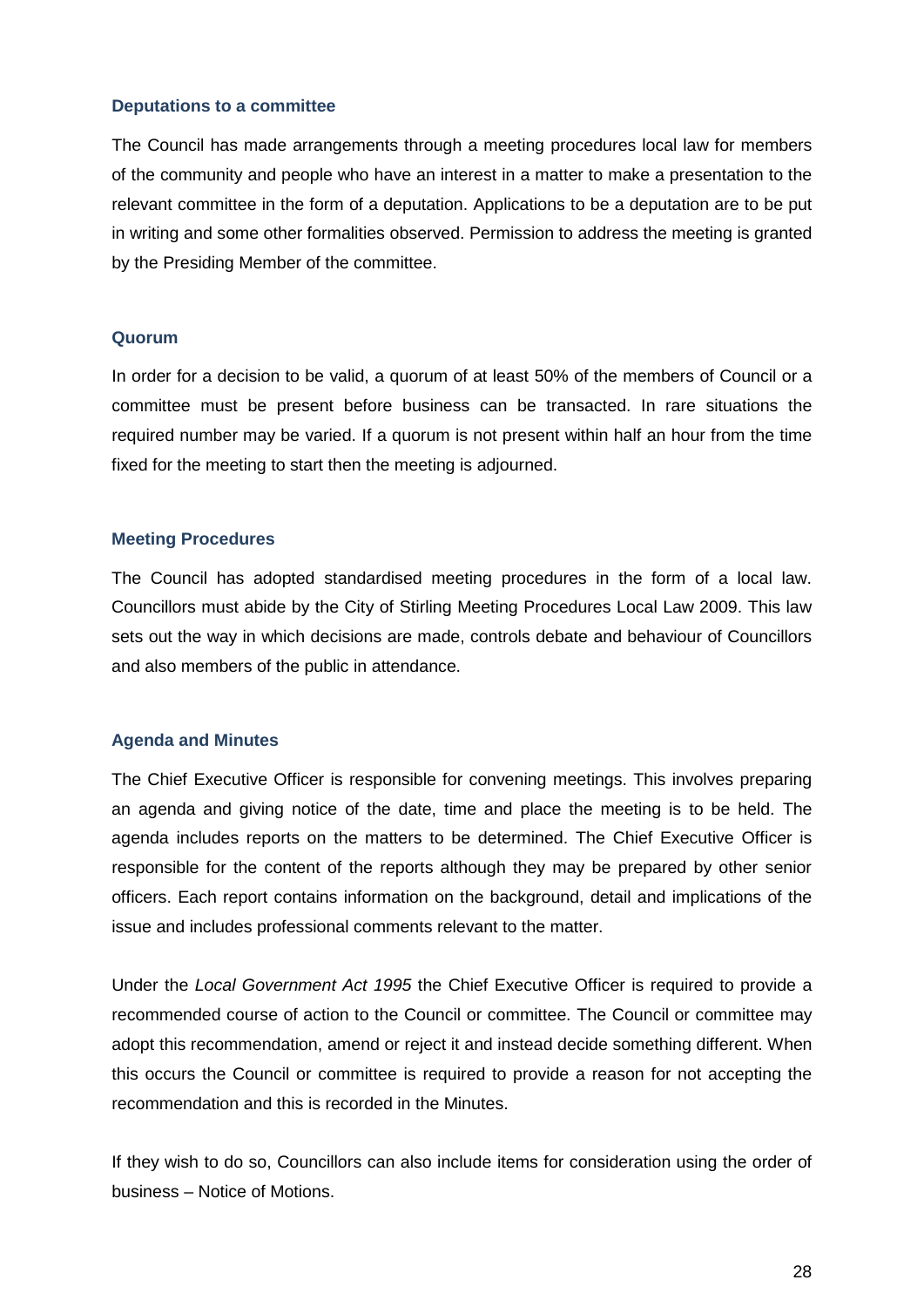### Deputations to a committee

The Council has made arrangements through a meeting procedures local law for members of the community and people who have an interest in a matter to make a presentation to the relevant committee in the form of a deputation. Applications to be a deputation are to be put in writing and some other formalities observed. Permission to address the meeting is granted by the Presiding Member of the committee.

### Quorum

In order for a decision to be valid, a quorum of at least 50% of the members of Council or a committee must be present before business can be transacted. In rare situations the required number may be varied. If a quorum is not present within half an hour from the time fixed for the meeting to start then the meeting is adjourned.

### Meeting Procedures

The Council has adopted standardised meeting procedures in the form of a local law. Councillors must abide by the City of Stirling Meeting Procedures Local Law 2009. This law sets out the way in which decisions are made, controls debate and behaviour of Councillors and also members of the public in attendance.

### Agenda and Minutes

The Chief Executive Officer is responsible for convening meetings. This involves preparing an agenda and giving notice of the date, time and place the meeting is to be held. The agenda includes reports on the matters to be determined. The Chief Executive Officer is responsible for the content of the reports although they may be prepared by other senior officers. Each report contains information on the background, detail and implications of the issue and includes professional comments relevant to the matter.

Under the *Local Government Act 1995* the Chief Executive Officer is required to provide a recommended course of action to the Council or committee. The Council or committee may adopt this recommendation, amend or reject it and instead decide something different. When this occurs the Council or committee is required to provide a reason for not accepting the recommendation and this is recorded in the Minutes.

If they wish to do so, Councillors can also include items for consideration using the order of business – Notice of Motions.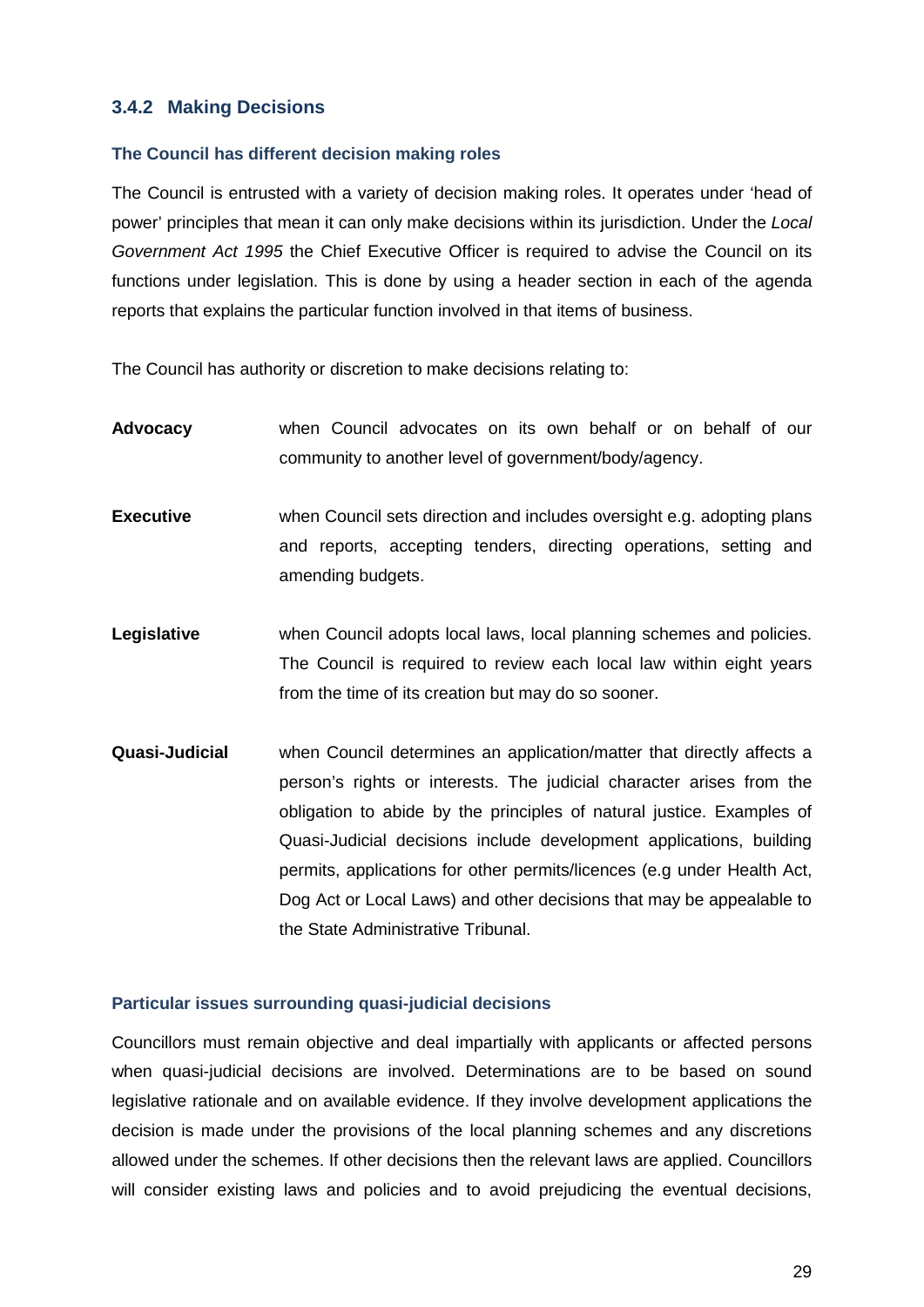### 3.4.2 Making Decisions

#### The Council has different decision making roles

The Council is entrusted with a variety of decision making roles. It operates under 'head of power' principles that mean it can only make decisions within its jurisdiction. Under the *Local Government Act 1995* the Chief Executive Officer is required to advise the Council on its functions under legislation. This is done by using a header section in each of the agenda reports that explains the particular function involved in that items of business.

The Council has authority or discretion to make decisions relating to:

**Advocacy** when Council advocates on its own behalf or on behalf of our community to another level of government/body/agency.

**Executive** when Council sets direction and includes oversight e.g. adopting plans and reports, accepting tenders, directing operations, setting and amending budgets.

**Legislative** when Council adopts local laws, local planning schemes and policies. The Council is required to review each local law within eight years from the time of its creation but may do so sooner.

**Quasi-Judicial** when Council determines an application/matter that directly affects a person's rights or interests. The judicial character arises from the obligation to abide by the principles of natural justice. Examples of Quasi-Judicial decisions include development applications, building permits, applications for other permits/licences (e.g under Health Act, Dog Act or Local Laws) and other decisions that may be appealable to the State Administrative Tribunal.

#### Particular issues surrounding quasi-judicial decisions

Councillors must remain objective and deal impartially with applicants or affected persons when quasi-judicial decisions are involved. Determinations are to be based on sound legislative rationale and on available evidence. If they involve development applications the decision is made under the provisions of the local planning schemes and any discretions allowed under the schemes. If other decisions then the relevant laws are applied. Councillors will consider existing laws and policies and to avoid prejudicing the eventual decisions,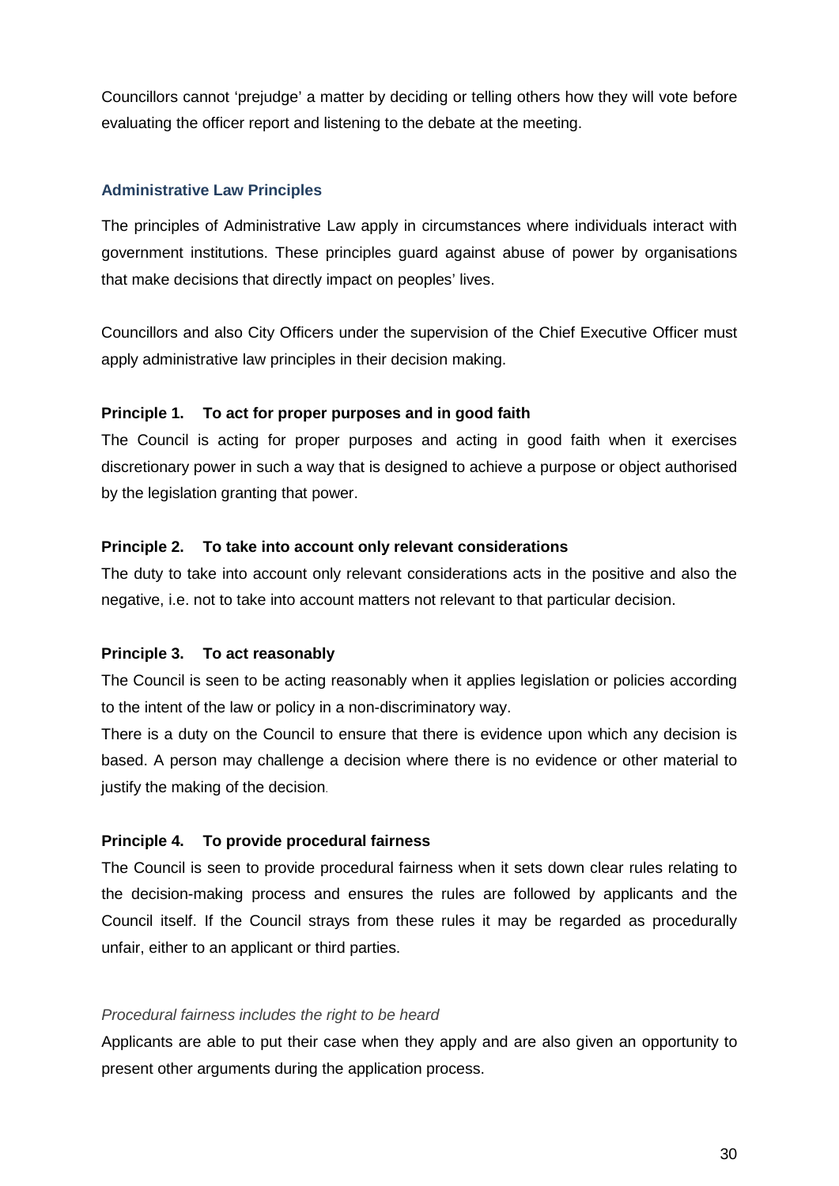Councillors cannot ‘prejudge’ a matter by deciding or telling others how they will vote before evaluating the officer report and listening to the debate at the meeting.

### Administrative Law Principles

The principles of Administrative Law apply in circumstances where individuals interact with government institutions. These principles guard against abuse of power by organisations that make decisions that directly impact on peoples’ lives.

Councillors and also City Officers under the supervision of the Chief Executive Officer must apply administrative law principles in their decision making.

**Principle 1. To act for proper purposes and in good faith**

The Council is acting for proper purposes and acting in good faith when it exercises discretionary power in such a way that is designed to achieve a purpose or object authorised by the legislation granting that power.

**Principle 2. To take into account only relevant considerations**

The duty to take into account only relevant considerations acts in the positive and also the negative, i.e. not to take into account matters not relevant to that particular decision.

**Principle 3. To act reasonably**

The Council is seen to be acting reasonably when it applies legislation or policies according to the intent of the law or policy in a non-discriminatory way.

There is a duty on the Council to ensure that there is evidence upon which any decision is based. A person may challenge a decision where there is no evidence or other material to justify the making of the decision.

**Principle 4. To provide procedural fairness**

The Council is seen to provide procedural fairness when it sets down clear rules relating to the decision-making process and ensures the rules are followed by applicants and the Council itself. If the Council strays from these rules it may be regarded as procedurally unfair, either to an applicant or third parties.

*Procedural fairness includes the right to be heard*

Applicants are able to put their case when they apply and are also given an opportunity to present other arguments during the application process.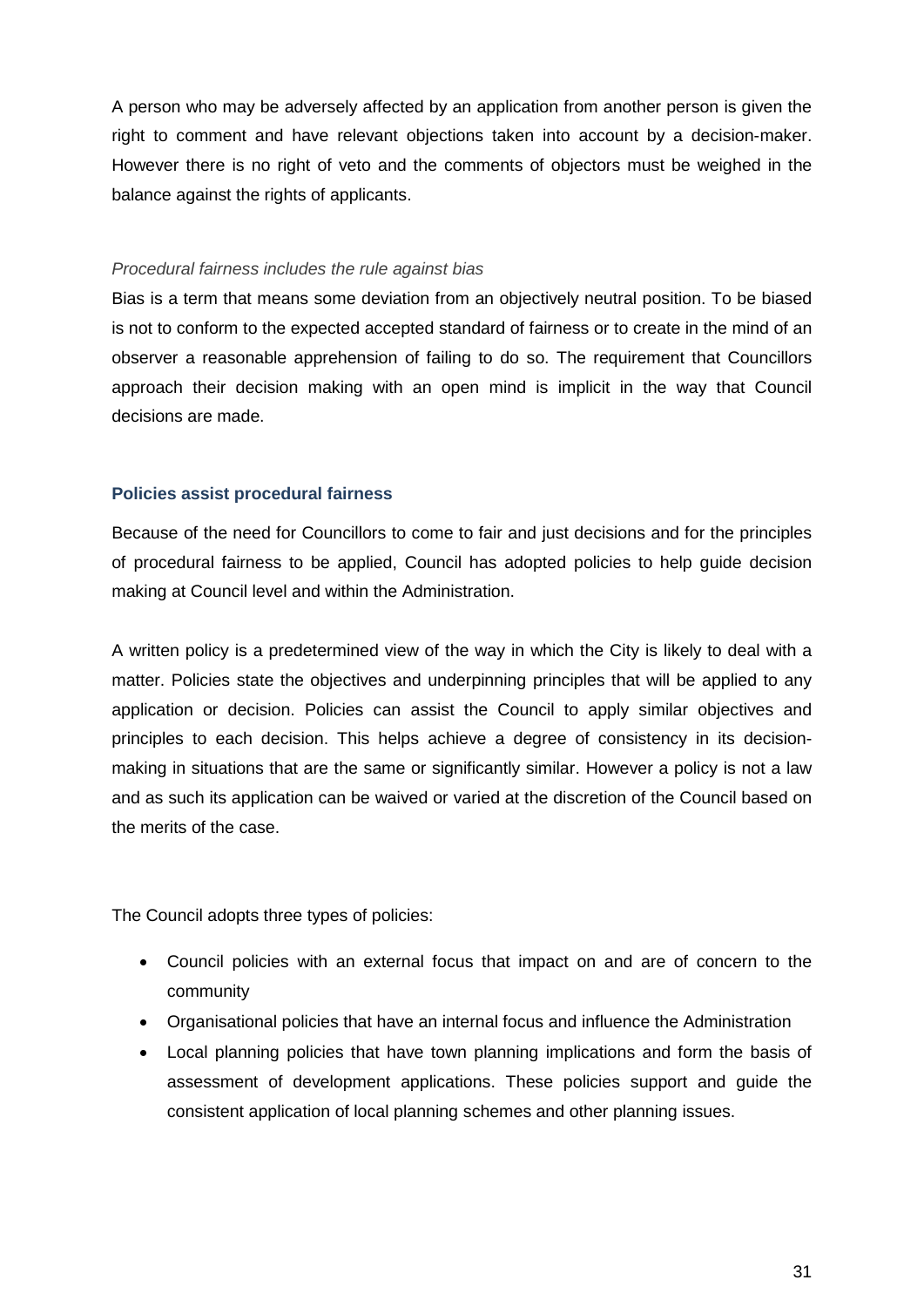A person who may be adversely affected by an application from another person is given the right to comment and have relevant objections taken into account by a decision-maker. However there is no right of veto and the comments of objectors must be weighed in the balance against the rights of applicants.

*Procedural fairness includes the rule against bias*

Bias is a term that means some deviation from an objectively neutral position. To be biased is not to conform to the expected accepted standard of fairness or to create in the mind of an observer a reasonable apprehension of failing to do so. The requirement that Councillors approach their decision making with an open mind is implicit in the way that Council decisions are made.

### Policies assist procedural fairness

Because of the need for Councillors to come to fair and just decisions and for the principles of procedural fairness to be applied, Council has adopted policies to help guide decision making at Council level and within the Administration.

A written policy is a predetermined view of the way in which the City is likely to deal with a matter. Policies state the objectives and underpinning principles that will be applied to any application or decision. Policies can assist the Council to apply similar objectives and principles to each decision. This helps achieve a degree of consistency in its decision-making in situations that are the same or significantly similar. However a policy is not a law and as such its application can be waived or varied at the discretion of the Council based on the merits of the case.

The Council adopts three types of policies:

- Council policies with an external focus that impact on and are of concern to the community
- Organisational policies that have an internal focus and influence the Administration
- Local planning policies that have town planning implications and form the basis of assessment of development applications. These policies support and guide the consistent application of local planning schemes and other planning issues.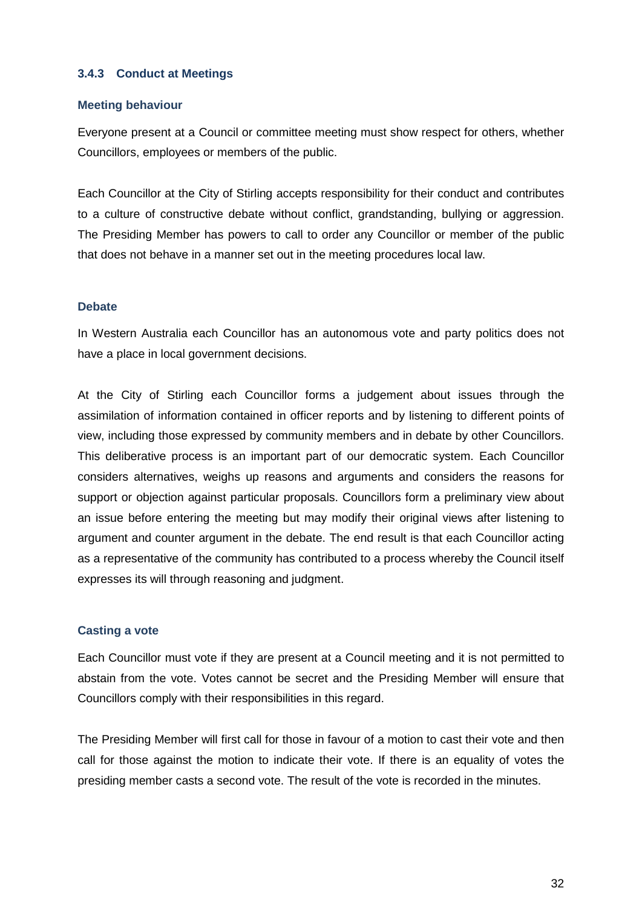### 3.4.3 Conduct at Meetings

#### Meeting behaviour

Everyone present at a Council or committee meeting must show respect for others, whether Councillors, employees or members of the public.

Each Councillor at the City of Stirling accepts responsibility for their conduct and contributes to a culture of constructive debate without conflict, grandstanding, bullying or aggression. The Presiding Member has powers to call to order any Councillor or member of the public that does not behave in a manner set out in the meeting procedures local law.

#### Debate

In Western Australia each Councillor has an autonomous vote and party politics does not have a place in local government decisions.

At the City of Stirling each Councillor forms a judgement about issues through the assimilation of information contained in officer reports and by listening to different points of view, including those expressed by community members and in debate by other Councillors. This deliberative process is an important part of our democratic system. Each Councillor considers alternatives, weighs up reasons and arguments and considers the reasons for support or objection against particular proposals. Councillors form a preliminary view about an issue before entering the meeting but may modify their original views after listening to argument and counter argument in the debate. The end result is that each Councillor acting as a representative of the community has contributed to a process whereby the Council itself expresses its will through reasoning and judgment.

#### Casting a vote

Each Councillor must vote if they are present at a Council meeting and it is not permitted to abstain from the vote. Votes cannot be secret and the Presiding Member will ensure that Councillors comply with their responsibilities in this regard.

The Presiding Member will first call for those in favour of a motion to cast their vote and then call for those against the motion to indicate their vote. If there is an equality of votes the presiding member casts a second vote. The result of the vote is recorded in the minutes.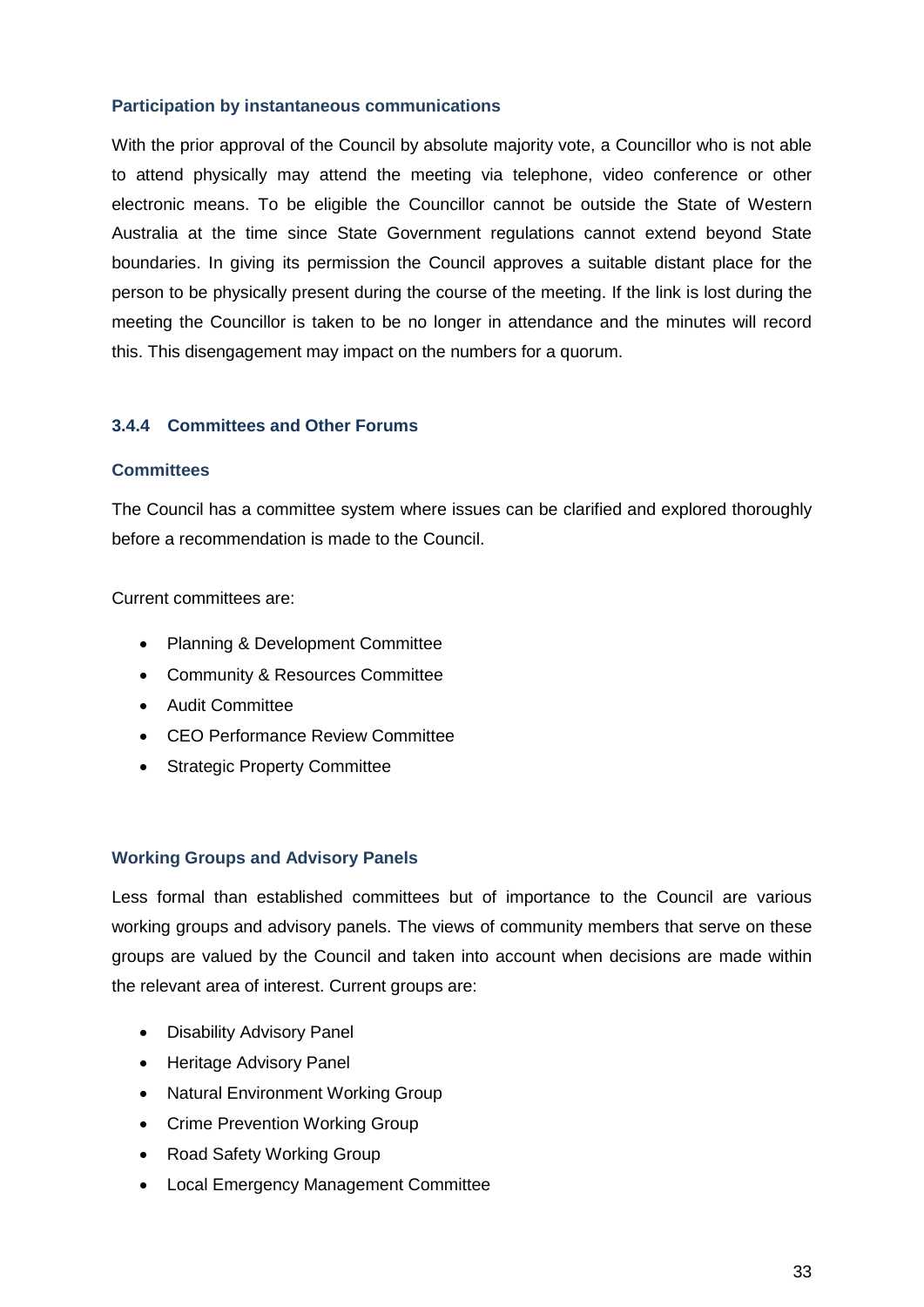#### Participation by instantaneous communications

With the prior approval of the Council by absolute majority vote, a Councillor who is not able to attend physically may attend the meeting via telephone, video conference or other electronic means. To be eligible the Councillor cannot be outside the State of Western Australia at the time since State Government regulations cannot extend beyond State boundaries. In giving its permission the Council approves a suitable distant place for the person to be physically present during the course of the meeting. If the link is lost during the meeting the Councillor is taken to be no longer in attendance and the minutes will record this. This disengagement may impact on the numbers for a quorum.

### 3.4.4 Committees and Other Forums

#### Committees

The Council has a committee system where issues can be clarified and explored thoroughly before a recommendation is made to the Council.

Current committees are:

- Planning & Development Committee
- Community & Resources Committee
- Audit Committee
- CEO Performance Review Committee
- Strategic Property Committee

#### Working Groups and Advisory Panels

Less formal than established committees but of importance to the Council are various working groups and advisory panels. The views of community members that serve on these groups are valued by the Council and taken into account when decisions are made within the relevant area of interest. Current groups are:

- Disability Advisory Panel
- Heritage Advisory Panel
- Natural Environment Working Group
- Crime Prevention Working Group
- Road Safety Working Group
- Local Emergency Management Committee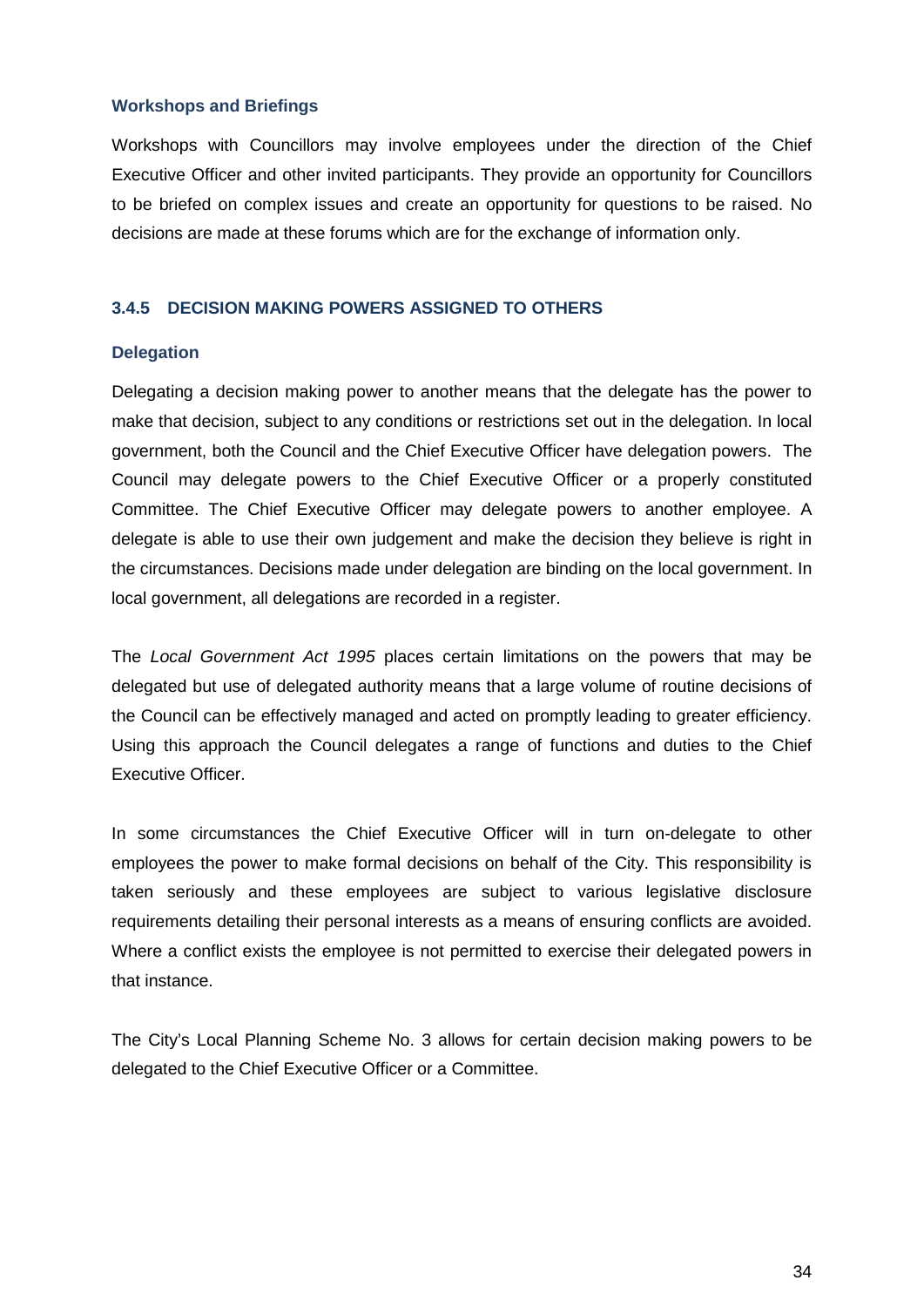#### Workshops and Briefings

Workshops with Councillors may involve employees under the direction of the Chief Executive Officer and other invited participants. They provide an opportunity for Councillors to be briefed on complex issues and create an opportunity for questions to be raised. No decisions are made at these forums which are for the exchange of information only.

### 3.4.5 DECISION MAKING POWERS ASSIGNED TO OTHERS

#### Delegation

Delegating a decision making power to another means that the delegate has the power to make that decision, subject to any conditions or restrictions set out in the delegation. In local government, both the Council and the Chief Executive Officer have delegation powers. The Council may delegate powers to the Chief Executive Officer or a properly constituted Committee. The Chief Executive Officer may delegate powers to another employee. A delegate is able to use their own judgement and make the decision they believe is right in the circumstances. Decisions made under delegation are binding on the local government. In local government, all delegations are recorded in a register.

The *Local Government Act 1995* places certain limitations on the powers that may be delegated but use of delegated authority means that a large volume of routine decisions of the Council can be effectively managed and acted on promptly leading to greater efficiency. Using this approach the Council delegates a range of functions and duties to the Chief Executive Officer.

In some circumstances the Chief Executive Officer will in turn on-delegate to other employees the power to make formal decisions on behalf of the City. This responsibility is taken seriously and these employees are subject to various legislative disclosure requirements detailing their personal interests as a means of ensuring conflicts are avoided. Where a conflict exists the employee is not permitted to exercise their delegated powers in that instance.

The City's Local Planning Scheme No. 3 allows for certain decision making powers to be delegated to the Chief Executive Officer or a Committee.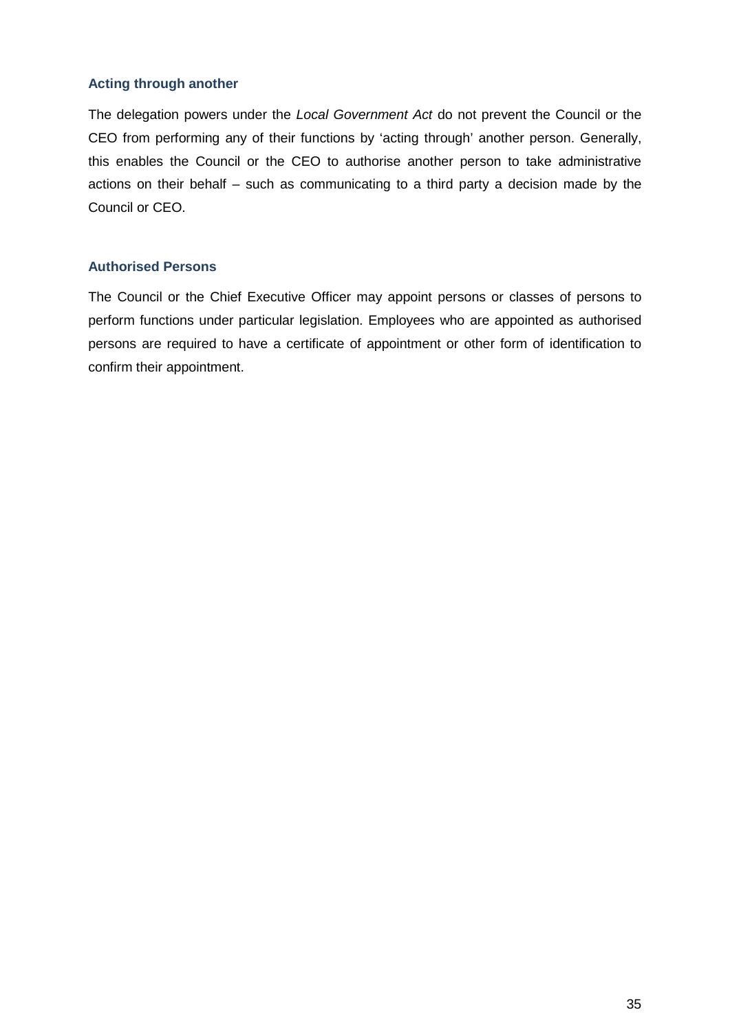### Acting through another

The delegation powers under the *Local Government Act* do not prevent the Council or the CEO from performing any of their functions by 'acting through' another person. Generally, this enables the Council or the CEO to authorise another person to take administrative actions on their behalf – such as communicating to a third party a decision made by the Council or CEO.

### Authorised Persons

The Council or the Chief Executive Officer may appoint persons or classes of persons to perform functions under particular legislation. Employees who are appointed as authorised persons are required to have a certificate of appointment or other form of identification to confirm their appointment.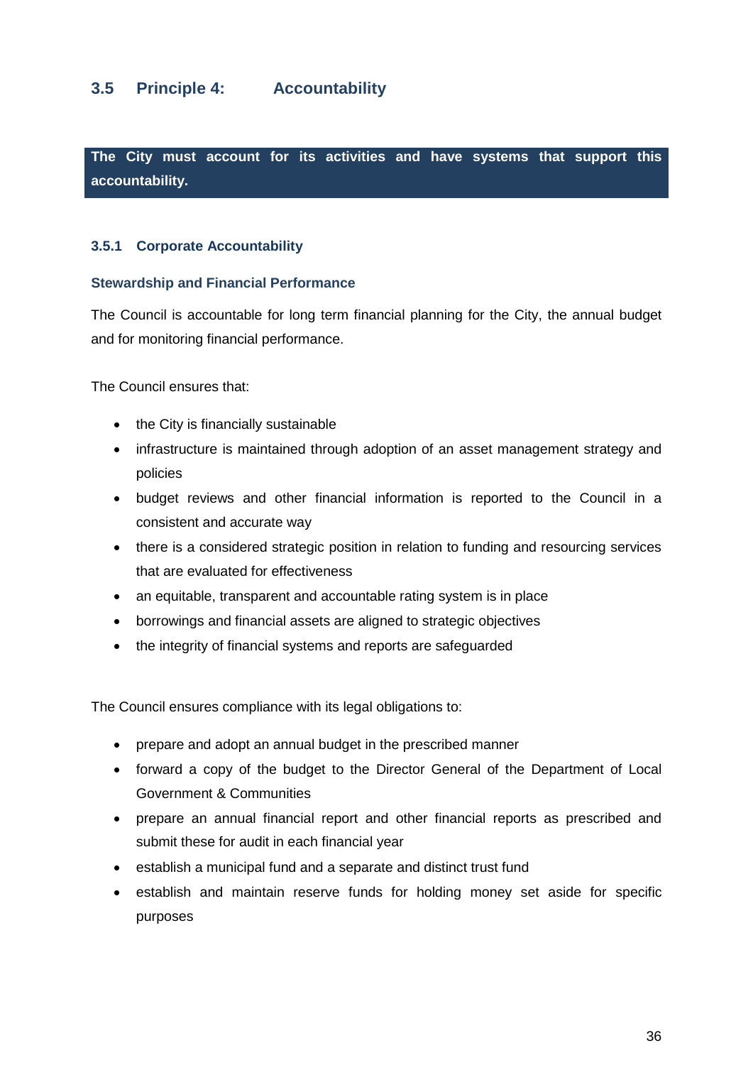## 3.5 Principle 4: Accountability

**The City must account for its activities and have systems that support this accountability.**

### 3.5.1 Corporate Accountability

#### Stewardship and Financial Performance

The Council is accountable for long term financial planning for the City, the annual budget and for monitoring financial performance.

The Council ensures that:

- the City is financially sustainable
- infrastructure is maintained through adoption of an asset management strategy and policies
- budget reviews and other financial information is reported to the Council in a consistent and accurate way
- there is a considered strategic position in relation to funding and resourcing services that are evaluated for effectiveness
- an equitable, transparent and accountable rating system is in place
- borrowings and financial assets are aligned to strategic objectives
- the integrity of financial systems and reports are safeguarded

The Council ensures compliance with its legal obligations to:

- prepare and adopt an annual budget in the prescribed manner
- forward a copy of the budget to the Director General of the Department of Local Government & Communities
- prepare an annual financial report and other financial reports as prescribed and submit these for audit in each financial year
- establish a municipal fund and a separate and distinct trust fund
- establish and maintain reserve funds for holding money set aside for specific purposes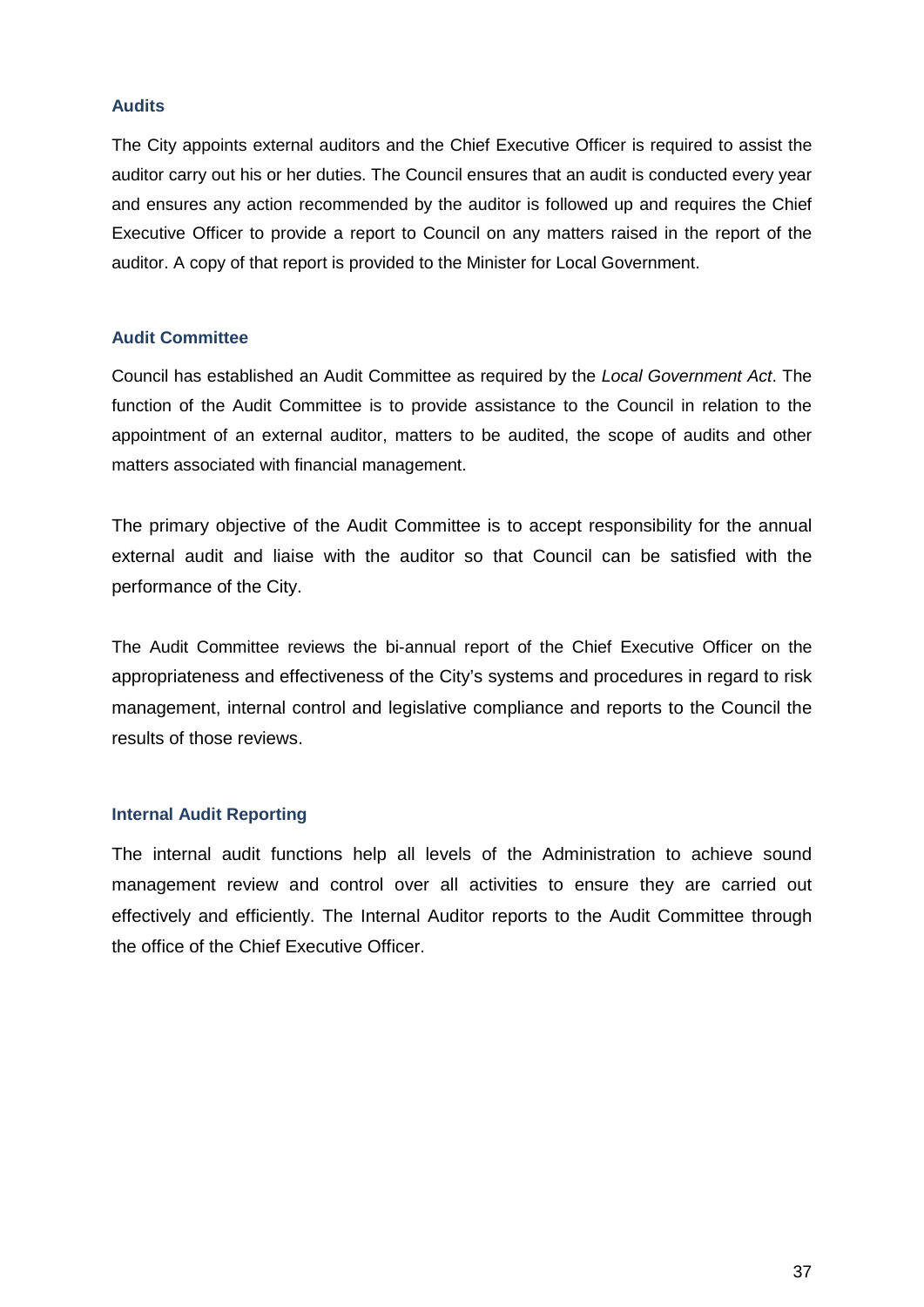### Audits

The City appoints external auditors and the Chief Executive Officer is required to assist the auditor carry out his or her duties. The Council ensures that an audit is conducted every year and ensures any action recommended by the auditor is followed up and requires the Chief Executive Officer to provide a report to Council on any matters raised in the report of the auditor. A copy of that report is provided to the Minister for Local Government.

### Audit Committee

Council has established an Audit Committee as required by the *Local Government Act*. The function of the Audit Committee is to provide assistance to the Council in relation to the appointment of an external auditor, matters to be audited, the scope of audits and other matters associated with financial management.

The primary objective of the Audit Committee is to accept responsibility for the annual external audit and liaise with the auditor so that Council can be satisfied with the performance of the City.

The Audit Committee reviews the bi-annual report of the Chief Executive Officer on the appropriateness and effectiveness of the City's systems and procedures in regard to risk management, internal control and legislative compliance and reports to the Council the results of those reviews.

### Internal Audit Reporting

The internal audit functions help all levels of the Administration to achieve sound management review and control over all activities to ensure they are carried out effectively and efficiently. The Internal Auditor reports to the Audit Committee through the office of the Chief Executive Officer.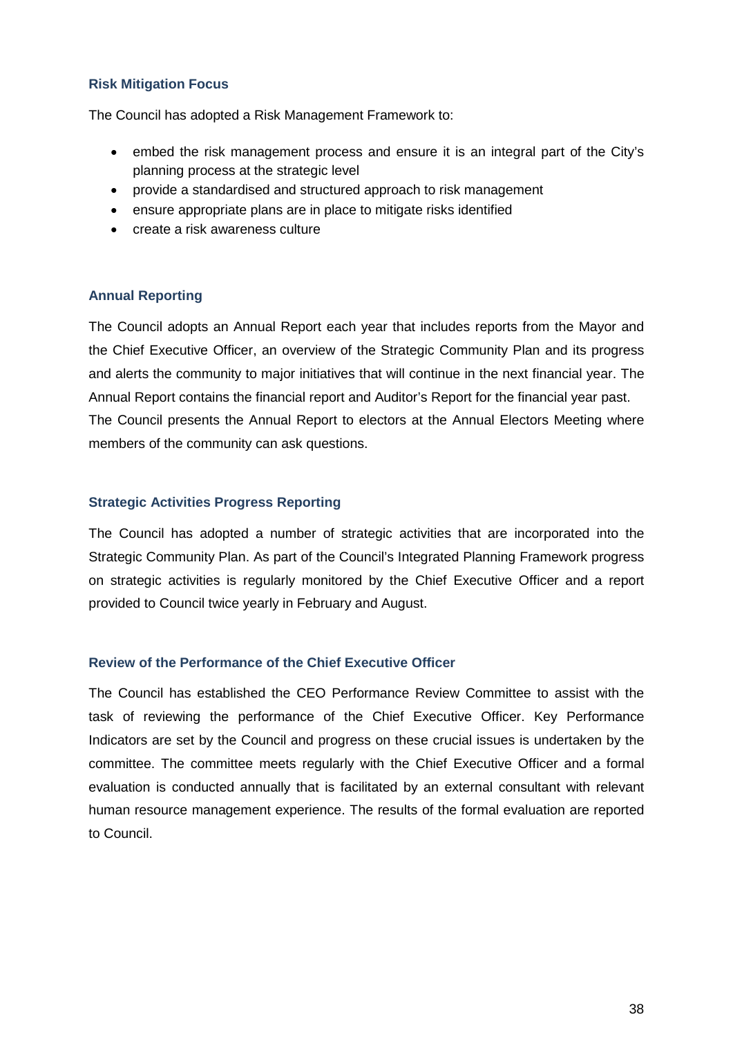### Risk Mitigation Focus

The Council has adopted a Risk Management Framework to:

- embed the risk management process and ensure it is an integral part of the City's planning process at the strategic level
- provide a standardised and structured approach to risk management
- ensure appropriate plans are in place to mitigate risks identified
- create a risk awareness culture

### Annual Reporting

The Council adopts an Annual Report each year that includes reports from the Mayor and the Chief Executive Officer, an overview of the Strategic Community Plan and its progress and alerts the community to major initiatives that will continue in the next financial year. The Annual Report contains the financial report and Auditor's Report for the financial year past.
The Council presents the Annual Report to electors at the Annual Electors Meeting where members of the community can ask questions.

### Strategic Activities Progress Reporting

The Council has adopted a number of strategic activities that are incorporated into the Strategic Community Plan. As part of the Council's Integrated Planning Framework progress on strategic activities is regularly monitored by the Chief Executive Officer and a report provided to Council twice yearly in February and August.

### Review of the Performance of the Chief Executive Officer

The Council has established the CEO Performance Review Committee to assist with the task of reviewing the performance of the Chief Executive Officer. Key Performance Indicators are set by the Council and progress on these crucial issues is undertaken by the committee. The committee meets regularly with the Chief Executive Officer and a formal evaluation is conducted annually that is facilitated by an external consultant with relevant human resource management experience. The results of the formal evaluation are reported to Council.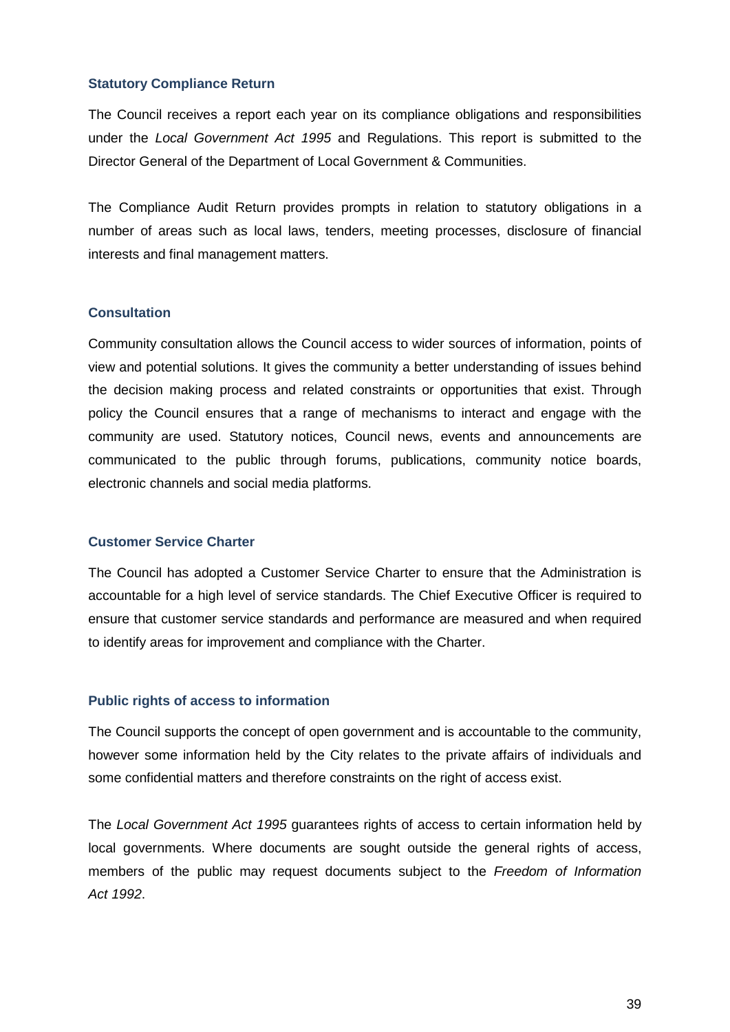### Statutory Compliance Return

The Council receives a report each year on its compliance obligations and responsibilities under the *Local Government Act 1995* and Regulations. This report is submitted to the Director General of the Department of Local Government & Communities.

The Compliance Audit Return provides prompts in relation to statutory obligations in a number of areas such as local laws, tenders, meeting processes, disclosure of financial interests and final management matters.

### Consultation

Community consultation allows the Council access to wider sources of information, points of view and potential solutions. It gives the community a better understanding of issues behind the decision making process and related constraints or opportunities that exist. Through policy the Council ensures that a range of mechanisms to interact and engage with the community are used. Statutory notices, Council news, events and announcements are communicated to the public through forums, publications, community notice boards, electronic channels and social media platforms.

### Customer Service Charter

The Council has adopted a Customer Service Charter to ensure that the Administration is accountable for a high level of service standards. The Chief Executive Officer is required to ensure that customer service standards and performance are measured and when required to identify areas for improvement and compliance with the Charter.

### Public rights of access to information

The Council supports the concept of open government and is accountable to the community, however some information held by the City relates to the private affairs of individuals and some confidential matters and therefore constraints on the right of access exist.

The *Local Government Act 1995* guarantees rights of access to certain information held by local governments. Where documents are sought outside the general rights of access, members of the public may request documents subject to the *Freedom of Information Act 1992*.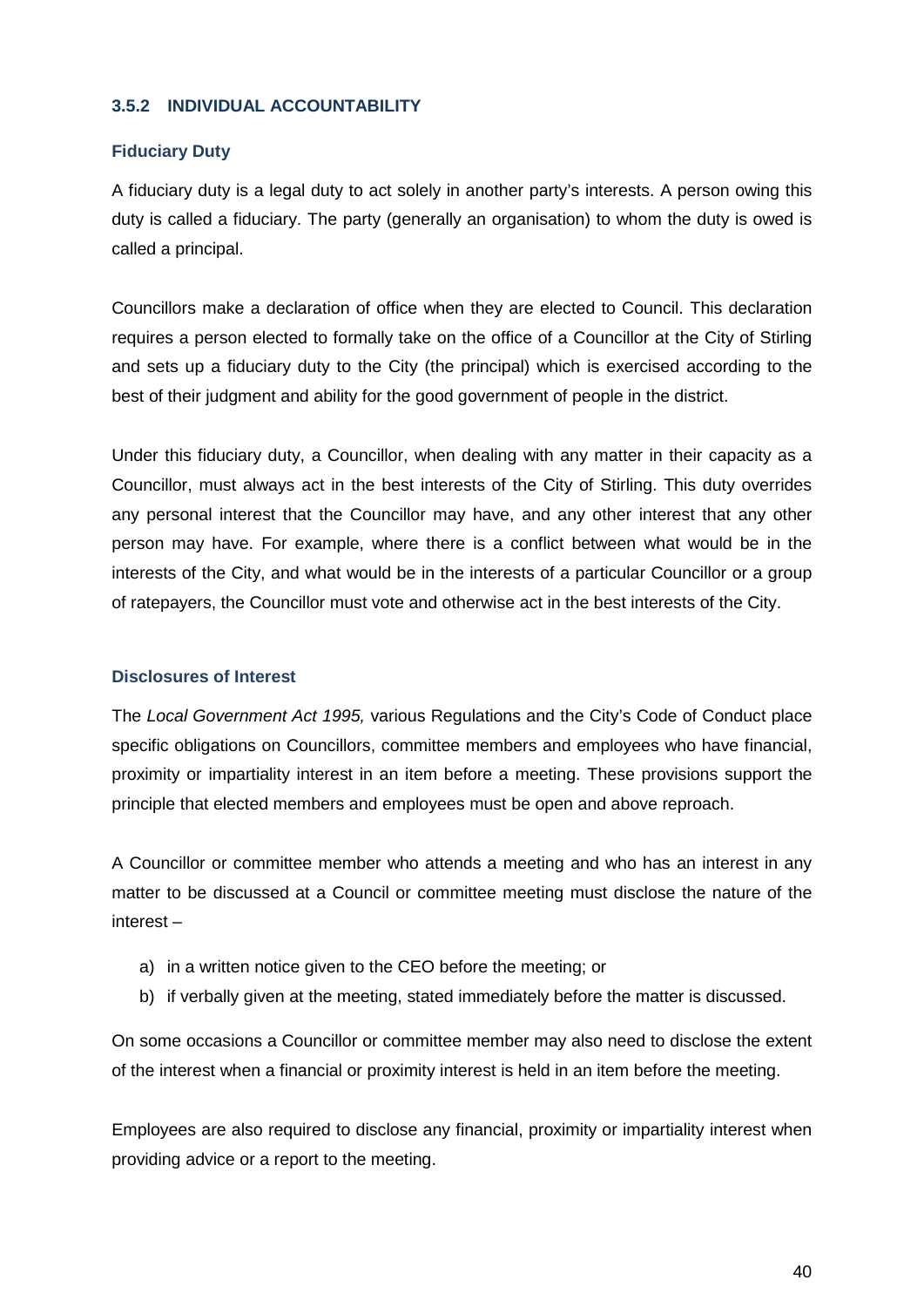### 3.5.2 INDIVIDUAL ACCOUNTABILITY

#### Fiduciary Duty

A fiduciary duty is a legal duty to act solely in another party's interests. A person owing this duty is called a fiduciary. The party (generally an organisation) to whom the duty is owed is called a principal.

Councillors make a declaration of office when they are elected to Council. This declaration requires a person elected to formally take on the office of a Councillor at the City of Stirling and sets up a fiduciary duty to the City (the principal) which is exercised according to the best of their judgment and ability for the good government of people in the district.

Under this fiduciary duty, a Councillor, when dealing with any matter in their capacity as a Councillor, must always act in the best interests of the City of Stirling. This duty overrides any personal interest that the Councillor may have, and any other interest that any other person may have. For example, where there is a conflict between what would be in the interests of the City, and what would be in the interests of a particular Councillor or a group of ratepayers, the Councillor must vote and otherwise act in the best interests of the City.

#### Disclosures of Interest

The *Local Government Act 1995,* various Regulations and the City's Code of Conduct place specific obligations on Councillors, committee members and employees who have financial, proximity or impartiality interest in an item before a meeting. These provisions support the principle that elected members and employees must be open and above reproach.

A Councillor or committee member who attends a meeting and who has an interest in any matter to be discussed at a Council or committee meeting must disclose the nature of the interest –

a) in a written notice given to the CEO before the meeting; or
b) if verbally given at the meeting, stated immediately before the matter is discussed.

On some occasions a Councillor or committee member may also need to disclose the extent of the interest when a financial or proximity interest is held in an item before the meeting.

Employees are also required to disclose any financial, proximity or impartiality interest when providing advice or a report to the meeting.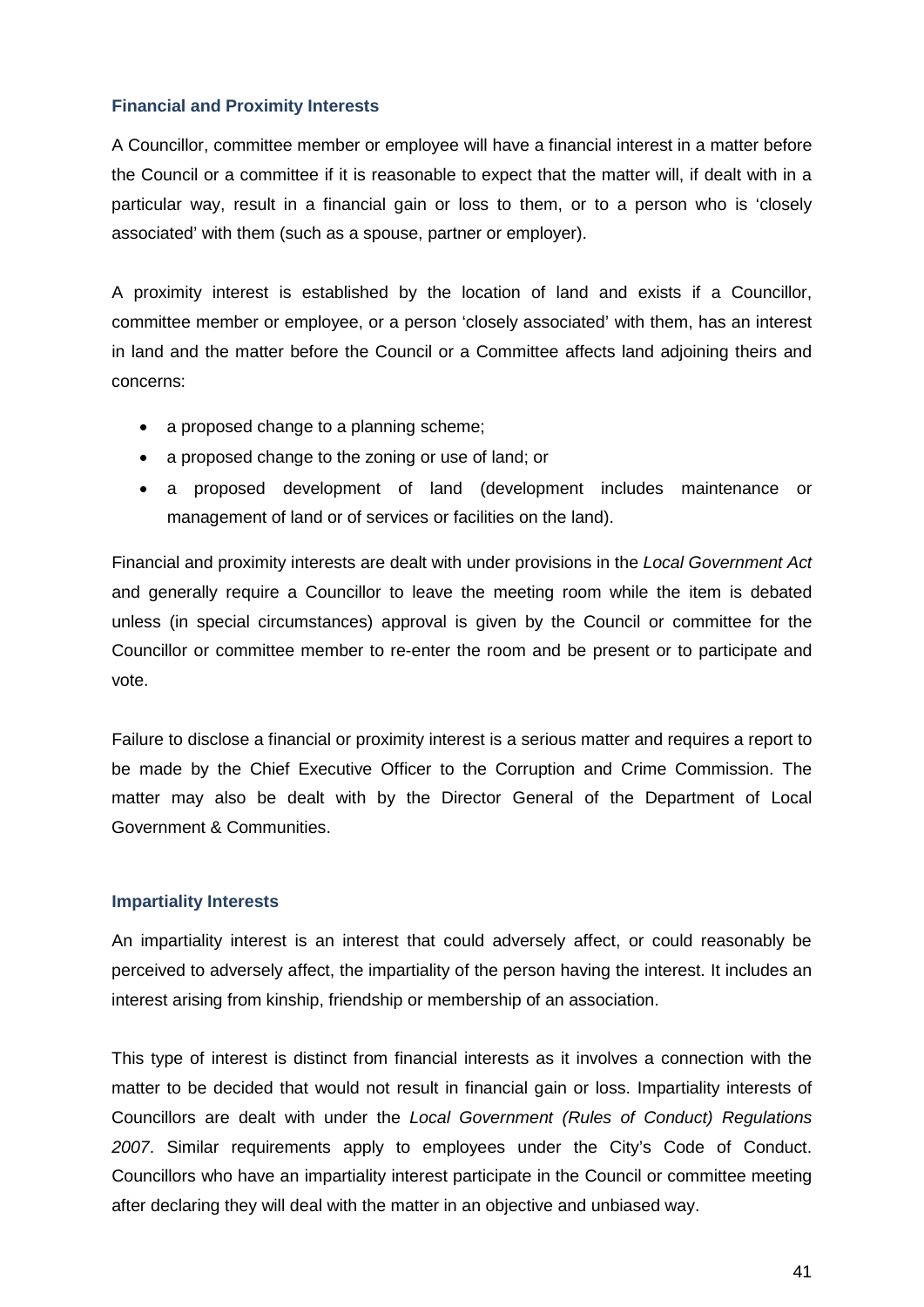### Financial and Proximity Interests

A Councillor, committee member or employee will have a financial interest in a matter before the Council or a committee if it is reasonable to expect that the matter will, if dealt with in a particular way, result in a financial gain or loss to them, or to a person who is 'closely associated' with them (such as a spouse, partner or employer).

A proximity interest is established by the location of land and exists if a Councillor, committee member or employee, or a person 'closely associated' with them, has an interest in land and the matter before the Council or a Committee affects land adjoining theirs and concerns:

- a proposed change to a planning scheme;
- a proposed change to the zoning or use of land; or
- a proposed development of land (development includes maintenance or management of land or of services or facilities on the land).

Financial and proximity interests are dealt with under provisions in the *Local Government Act* and generally require a Councillor to leave the meeting room while the item is debated unless (in special circumstances) approval is given by the Council or committee for the Councillor or committee member to re-enter the room and be present or to participate and vote.

Failure to disclose a financial or proximity interest is a serious matter and requires a report to be made by the Chief Executive Officer to the Corruption and Crime Commission. The matter may also be dealt with by the Director General of the Department of Local Government & Communities.

### Impartiality Interests

An impartiality interest is an interest that could adversely affect, or could reasonably be perceived to adversely affect, the impartiality of the person having the interest. It includes an interest arising from kinship, friendship or membership of an association.

This type of interest is distinct from financial interests as it involves a connection with the matter to be decided that would not result in financial gain or loss. Impartiality interests of Councillors are dealt with under the *Local Government (Rules of Conduct) Regulations 2007*. Similar requirements apply to employees under the City's Code of Conduct. Councillors who have an impartiality interest participate in the Council or committee meeting after declaring they will deal with the matter in an objective and unbiased way.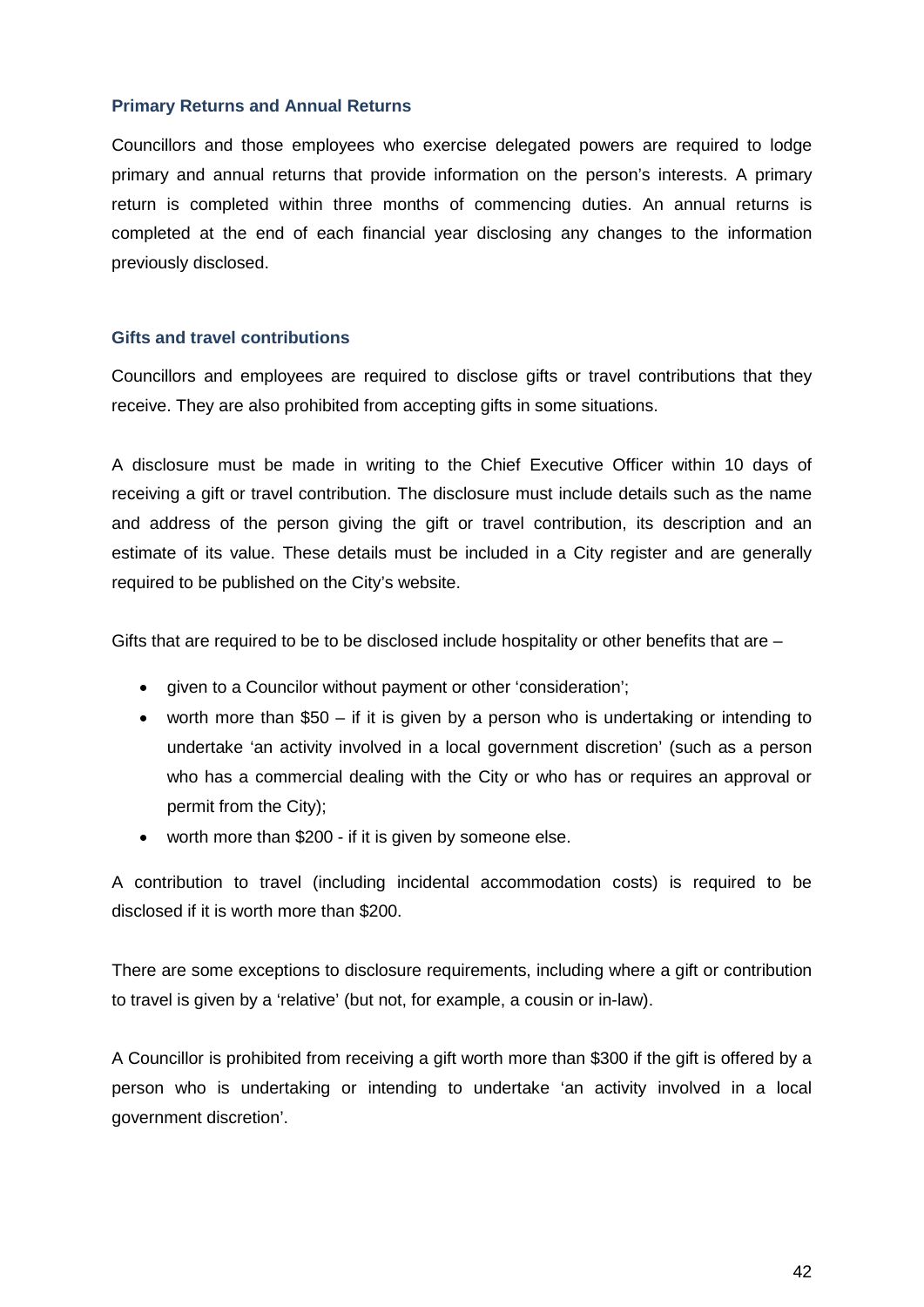### Primary Returns and Annual Returns

Councillors and those employees who exercise delegated powers are required to lodge primary and annual returns that provide information on the person's interests. A primary return is completed within three months of commencing duties. An annual returns is completed at the end of each financial year disclosing any changes to the information previously disclosed.

### Gifts and travel contributions

Councillors and employees are required to disclose gifts or travel contributions that they receive. They are also prohibited from accepting gifts in some situations.

A disclosure must be made in writing to the Chief Executive Officer within 10 days of receiving a gift or travel contribution. The disclosure must include details such as the name and address of the person giving the gift or travel contribution, its description and an estimate of its value. These details must be included in a City register and are generally required to be published on the City's website.

Gifts that are required to be to be disclosed include hospitality or other benefits that are –

- given to a Councilor without payment or other 'consideration';
- worth more than $50 – if it is given by a person who is undertaking or intending to undertake 'an activity involved in a local government discretion' (such as a person who has a commercial dealing with the City or who has or requires an approval or permit from the City);
- worth more than $200 - if it is given by someone else.

A contribution to travel (including incidental accommodation costs) is required to be disclosed if it is worth more than $200.

There are some exceptions to disclosure requirements, including where a gift or contribution to travel is given by a 'relative' (but not, for example, a cousin or in-law).

A Councillor is prohibited from receiving a gift worth more than $300 if the gift is offered by a person who is undertaking or intending to undertake 'an activity involved in a local government discretion'.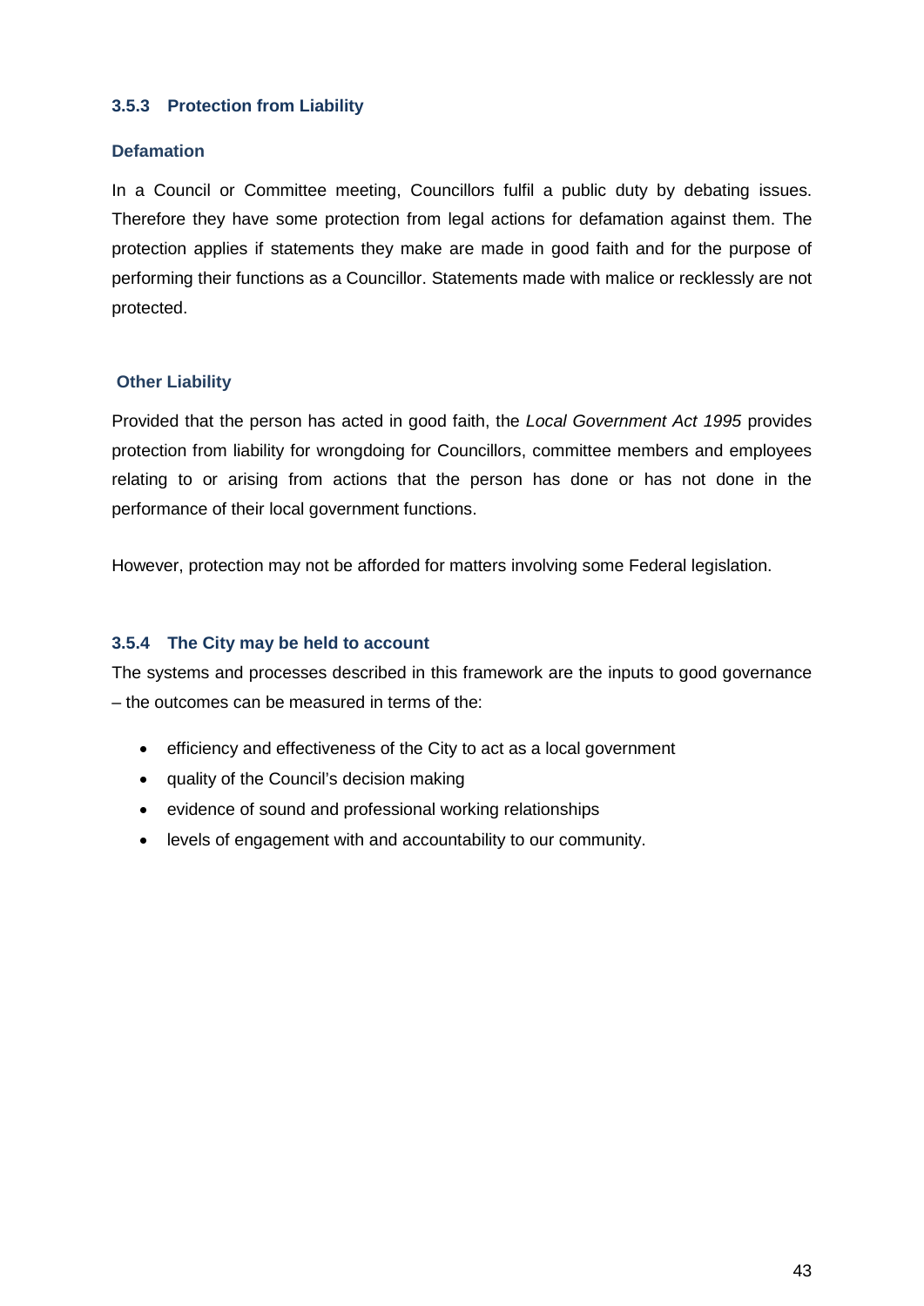### 3.5.3 Protection from Liability

#### Defamation

In a Council or Committee meeting, Councillors fulfil a public duty by debating issues. Therefore they have some protection from legal actions for defamation against them. The protection applies if statements they make are made in good faith and for the purpose of performing their functions as a Councillor. Statements made with malice or recklessly are not protected.

#### Other Liability

Provided that the person has acted in good faith, the *Local Government Act 1995* provides protection from liability for wrongdoing for Councillors, committee members and employees relating to or arising from actions that the person has done or has not done in the performance of their local government functions.

However, protection may not be afforded for matters involving some Federal legislation.

### 3.5.4 The City may be held to account

The systems and processes described in this framework are the inputs to good governance – the outcomes can be measured in terms of the:

- efficiency and effectiveness of the City to act as a local government
- quality of the Council's decision making
- evidence of sound and professional working relationships
- levels of engagement with and accountability to our community.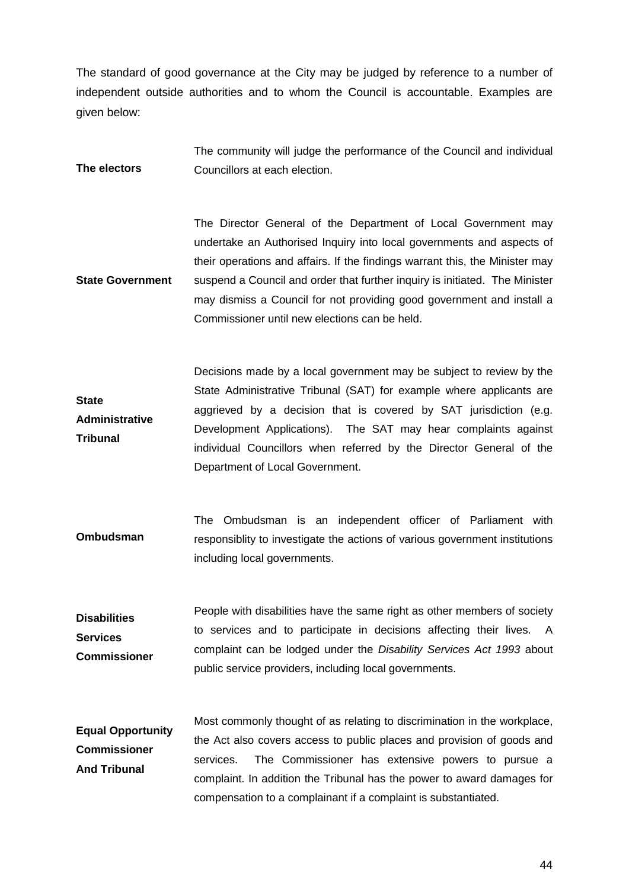The standard of good governance at the City may be judged by reference to a number of independent outside authorities and to whom the Council is accountable. Examples are given below:

| | |
|---|---|
| **The electors** | The community will judge the performance of the Council and individual Councillors at each election. |
| **State Government** | The Director General of the Department of Local Government may undertake an Authorised Inquiry into local governments and aspects of their operations and affairs. If the findings warrant this, the Minister may suspend a Council and order that further inquiry is initiated. The Minister may dismiss a Council for not providing good government and install a Commissioner until new elections can be held. |
| **State Administrative Tribunal** | Decisions made by a local government may be subject to review by the State Administrative Tribunal (SAT) for example where applicants are aggrieved by a decision that is covered by SAT jurisdiction (e.g. Development Applications). The SAT may hear complaints against individual Councillors when referred by the Director General of the Department of Local Government. |
| **Ombudsman** | The Ombudsman is an independent officer of Parliament with responsiblity to investigate the actions of various government institutions including local governments. |
| **Disabilities Services Commissioner** | People with disabilities have the same right as other members of society to services and to participate in decisions affecting their lives. A complaint can be lodged under the *Disability Services Act 1993* about public service providers, including local governments. |
| **Equal Opportunity Commissioner And Tribunal** | Most commonly thought of as relating to discrimination in the workplace, the Act also covers access to public places and provision of goods and services. The Commissioner has extensive powers to pursue a complaint. In addition the Tribunal has the power to award damages for compensation to a complainant if a complaint is substantiated. |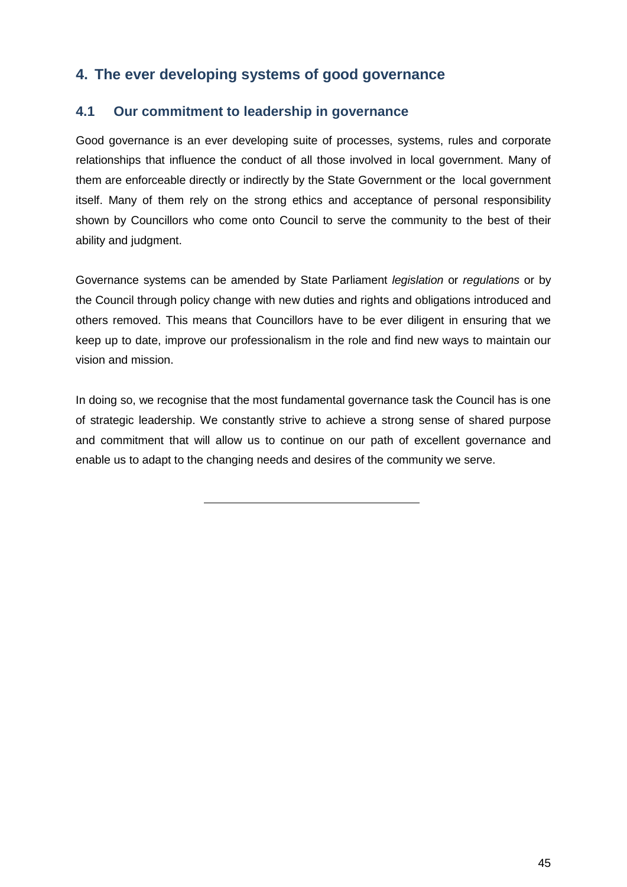## 4. The ever developing systems of good governance

### 4.1 Our commitment to leadership in governance

Good governance is an ever developing suite of processes, systems, rules and corporate relationships that influence the conduct of all those involved in local government. Many of them are enforceable directly or indirectly by the State Government or the local government itself. Many of them rely on the strong ethics and acceptance of personal responsibility shown by Councillors who come onto Council to serve the community to the best of their ability and judgment.

Governance systems can be amended by State Parliament *legislation* or *regulations* or by the Council through policy change with new duties and rights and obligations introduced and others removed. This means that Councillors have to be ever diligent in ensuring that we keep up to date, improve our professionalism in the role and find new ways to maintain our vision and mission.

In doing so, we recognise that the most fundamental governance task the Council has is one of strategic leadership. We constantly strive to achieve a strong sense of shared purpose and commitment that will allow us to continue on our path of excellent governance and enable us to adapt to the changing needs and desires of the community we serve.

---